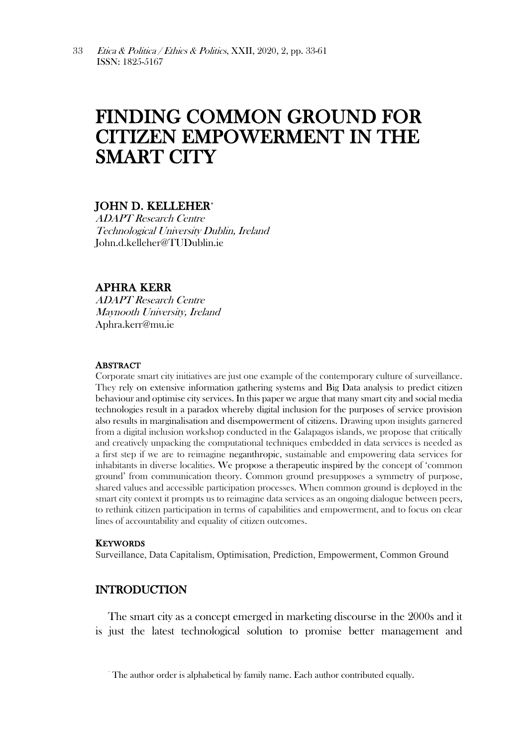# FINDING COMMON GROUND FOR CITIZEN EMPOWERMENT IN THE SMART CITY

**JOHN D. KELLEHER**[*]

*ADAPT Research Centre*
*Technological University Dublin, Ireland*
John.d.kelleher@TUDublin.ie

**APHRA KERR**

*ADAPT Research Centre*
*Maynooth University, Ireland*
Aphra.kerr@mu.ie

## ABSTRACT

Corporate smart city initiatives are just one example of the contemporary culture of surveillance. They rely on extensive information gathering systems and Big Data analysis to predict citizen behaviour and optimise city services. In this paper we argue that many smart city and social media technologies result in a paradox whereby digital inclusion for the purposes of service provision also results in marginalisation and disempowerment of citizens. Drawing upon insights garnered from a digital inclusion workshop conducted in the Galapagos islands, we propose that critically and creatively unpacking the computational techniques embedded in data services is needed as a first step if we are to reimagine neganthropic, sustainable and empowering data services for inhabitants in diverse localities. We propose a therapeutic inspired by the concept of 'common ground' from communication theory. Common ground presupposes a symmetry of purpose, shared values and accessible participation processes. When common ground is deployed in the smart city context it prompts us to reimagine data services as an ongoing dialogue between peers, to rethink citizen participation in terms of capabilities and empowerment, and to focus on clear lines of accountability and equality of citizen outcomes.

## KEYWORDS

Surveillance, Data Capitalism, Optimisation, Prediction, Empowerment, Common Ground

## INTRODUCTION

The smart city as a concept emerged in marketing discourse in the 2000s and it is just the latest technological solution to promise better management and

[*] The author order is alphabetical by family name. Each author contributed equally.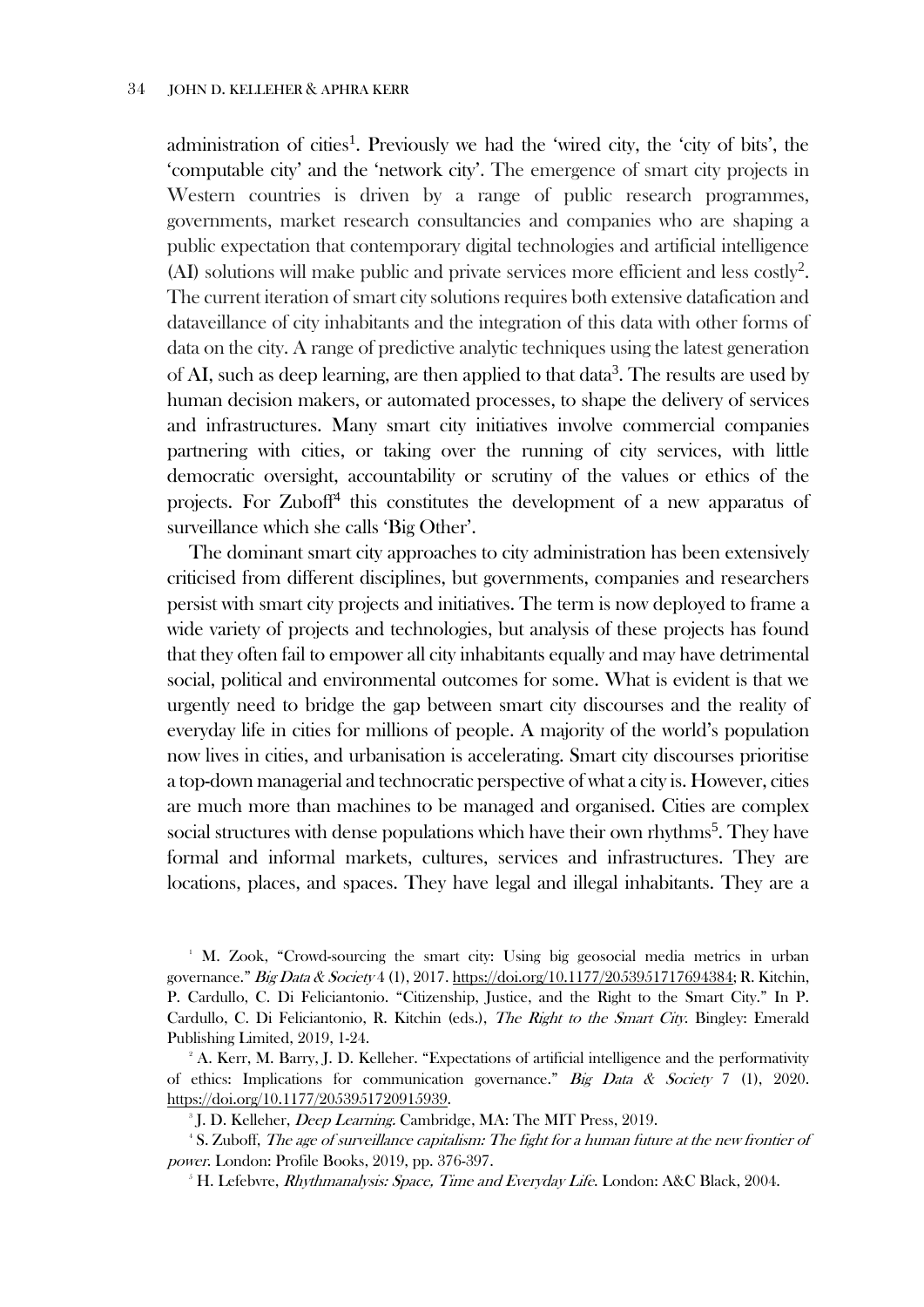administration of cities[1]. Previously we had the 'wired city, the 'city of bits', the 'computable city' and the 'network city'. The emergence of smart city projects in Western countries is driven by a range of public research programmes, governments, market research consultancies and companies who are shaping a public expectation that contemporary digital technologies and artificial intelligence (AI) solutions will make public and private services more efficient and less costly[2]. The current iteration of smart city solutions requires both extensive datafication and dataveillance of city inhabitants and the integration of this data with other forms of data on the city. A range of predictive analytic techniques using the latest generation of AI, such as deep learning, are then applied to that data[3]. The results are used by human decision makers, or automated processes, to shape the delivery of services and infrastructures. Many smart city initiatives involve commercial companies partnering with cities, or taking over the running of city services, with little democratic oversight, accountability or scrutiny of the values or ethics of the projects. For Zuboff[4] this constitutes the development of a new apparatus of surveillance which she calls 'Big Other'.

The dominant smart city approaches to city administration has been extensively criticised from different disciplines, but governments, companies and researchers persist with smart city projects and initiatives. The term is now deployed to frame a wide variety of projects and technologies, but analysis of these projects has found that they often fail to empower all city inhabitants equally and may have detrimental social, political and environmental outcomes for some. What is evident is that we urgently need to bridge the gap between smart city discourses and the reality of everyday life in cities for millions of people. A majority of the world's population now lives in cities, and urbanisation is accelerating. Smart city discourses prioritise a top-down managerial and technocratic perspective of what a city is. However, cities are much more than machines to be managed and organised. Cities are complex social structures with dense populations which have their own rhythms[5]. They have formal and informal markets, cultures, services and infrastructures. They are locations, places, and spaces. They have legal and illegal inhabitants. They are a

[1] M. Zook, "Crowd-sourcing the smart city: Using big geosocial media metrics in urban governance." *Big Data & Society* 4 (1), 2017. https://doi.org/10.1177/2053951717694384; R. Kitchin, P. Cardullo, C. Di Feliciantonio. "Citizenship, Justice, and the Right to the Smart City." In P. Cardullo, C. Di Feliciantonio, R. Kitchin (eds.), *The Right to the Smart City*. Bingley: Emerald Publishing Limited, 2019, 1-24.

[2] A. Kerr, M. Barry, J. D. Kelleher. "Expectations of artificial intelligence and the performativity of ethics: Implications for communication governance." *Big Data & Society* 7 (1), 2020. https://doi.org/10.1177/2053951720915939.

[3] J. D. Kelleher, *Deep Learning*. Cambridge, MA: The MIT Press, 2019.

[4] S. Zuboff, *The age of surveillance capitalism: The fight for a human future at the new frontier of power*. London: Profile Books, 2019, pp. 376-397.

[5] H. Lefebvre, *Rhythmanalysis: Space, Time and Everyday Life*. London: A&C Black, 2004.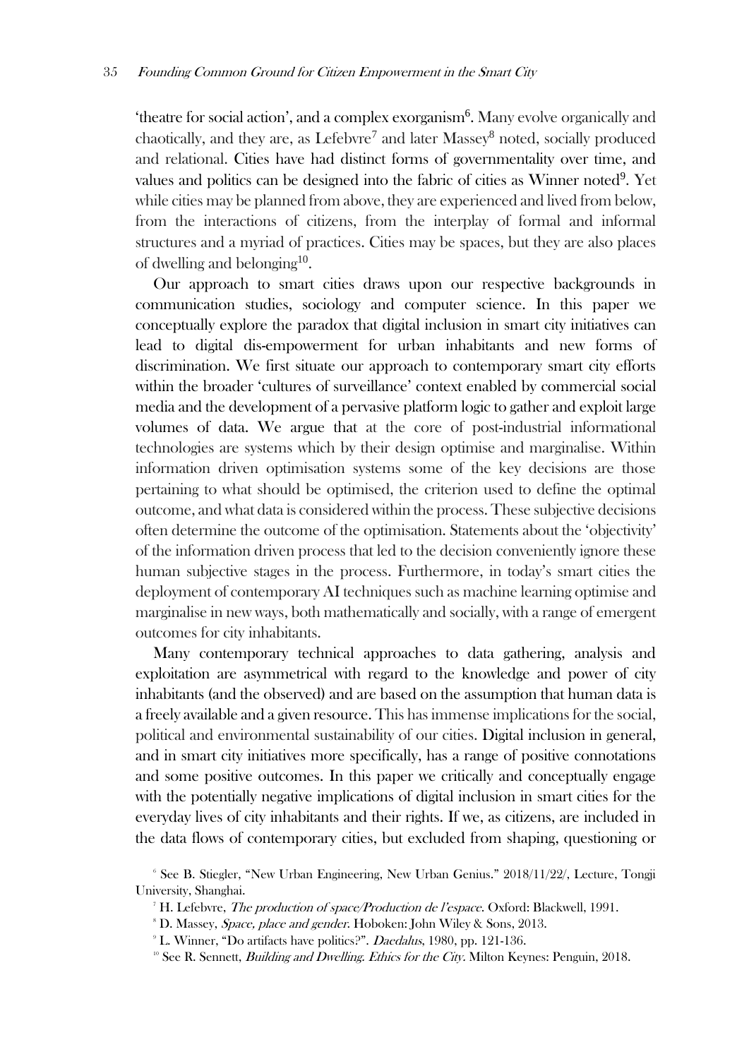'theatre for social action', and a complex exorganism[6]. Many evolve organically and chaotically, and they are, as Lefebvre[7] and later Massey[8] noted, socially produced and relational. Cities have had distinct forms of governmentality over time, and values and politics can be designed into the fabric of cities as Winner noted[9]. Yet while cities may be planned from above, they are experienced and lived from below, from the interactions of citizens, from the interplay of formal and informal structures and a myriad of practices. Cities may be spaces, but they are also places of dwelling and belonging[10].

Our approach to smart cities draws upon our respective backgrounds in communication studies, sociology and computer science. In this paper we conceptually explore the paradox that digital inclusion in smart city initiatives can lead to digital dis-empowerment for urban inhabitants and new forms of discrimination. We first situate our approach to contemporary smart city efforts within the broader 'cultures of surveillance' context enabled by commercial social media and the development of a pervasive platform logic to gather and exploit large volumes of data. We argue that at the core of post-industrial informational technologies are systems which by their design optimise and marginalise. Within information driven optimisation systems some of the key decisions are those pertaining to what should be optimised, the criterion used to define the optimal outcome, and what data is considered within the process. These subjective decisions often determine the outcome of the optimisation. Statements about the 'objectivity' of the information driven process that led to the decision conveniently ignore these human subjective stages in the process. Furthermore, in today's smart cities the deployment of contemporary AI techniques such as machine learning optimise and marginalise in new ways, both mathematically and socially, with a range of emergent outcomes for city inhabitants.

Many contemporary technical approaches to data gathering, analysis and exploitation are asymmetrical with regard to the knowledge and power of city inhabitants (and the observed) and are based on the assumption that human data is a freely available and a given resource. This has immense implications for the social, political and environmental sustainability of our cities. Digital inclusion in general, and in smart city initiatives more specifically, has a range of positive connotations and some positive outcomes. In this paper we critically and conceptually engage with the potentially negative implications of digital inclusion in smart cities for the everyday lives of city inhabitants and their rights. If we, as citizens, are included in the data flows of contemporary cities, but excluded from shaping, questioning or

[6] See B. Stiegler, "New Urban Engineering, New Urban Genius." 2018/11/22/, Lecture, Tongji University, Shanghai.

[7] H. Lefebvre, *The production of space/Production de l'espace*. Oxford: Blackwell, 1991.

[8] D. Massey, *Space, place and gender*. Hoboken: John Wiley & Sons, 2013.

[9] L. Winner, "Do artifacts have politics?". *Daedalus*, 1980, pp. 121-136.

[10] See R. Sennett, *Building and Dwelling. Ethics for the City*. Milton Keynes: Penguin, 2018.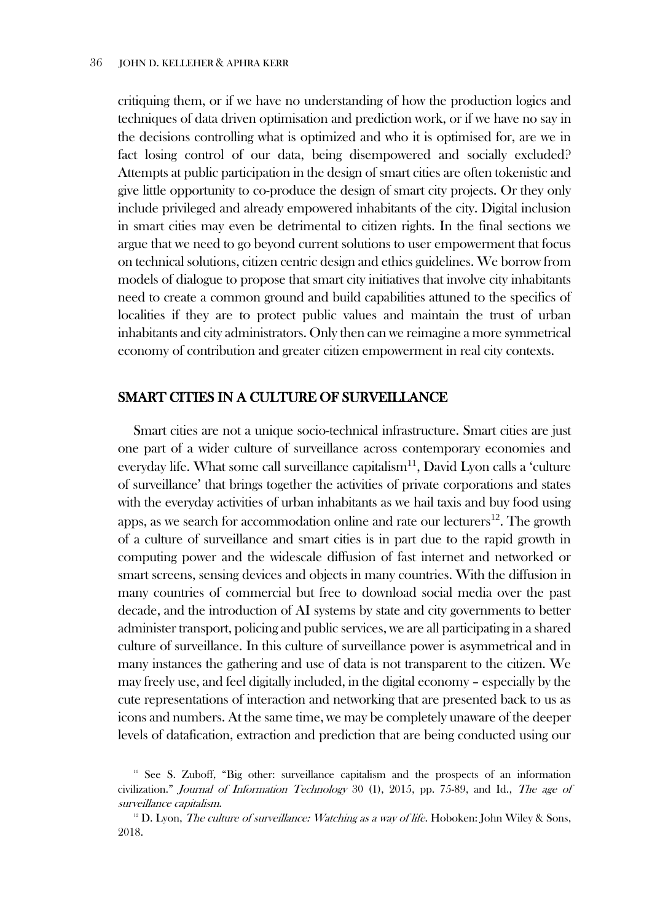critiquing them, or if we have no understanding of how the production logics and techniques of data driven optimisation and prediction work, or if we have no say in the decisions controlling what is optimized and who it is optimised for, are we in fact losing control of our data, being disempowered and socially excluded? Attempts at public participation in the design of smart cities are often tokenistic and give little opportunity to co-produce the design of smart city projects. Or they only include privileged and already empowered inhabitants of the city. Digital inclusion in smart cities may even be detrimental to citizen rights. In the final sections we argue that we need to go beyond current solutions to user empowerment that focus on technical solutions, citizen centric design and ethics guidelines. We borrow from models of dialogue to propose that smart city initiatives that involve city inhabitants need to create a common ground and build capabilities attuned to the specifics of localities if they are to protect public values and maintain the trust of urban inhabitants and city administrators. Only then can we reimagine a more symmetrical economy of contribution and greater citizen empowerment in real city contexts.

## SMART CITIES IN A CULTURE OF SURVEILLANCE

Smart cities are not a unique socio-technical infrastructure. Smart cities are just one part of a wider culture of surveillance across contemporary economies and everyday life. What some call surveillance capitalism[11], David Lyon calls a 'culture of surveillance' that brings together the activities of private corporations and states with the everyday activities of urban inhabitants as we hail taxis and buy food using apps, as we search for accommodation online and rate our lecturers[12]. The growth of a culture of surveillance and smart cities is in part due to the rapid growth in computing power and the widescale diffusion of fast internet and networked or smart screens, sensing devices and objects in many countries. With the diffusion in many countries of commercial but free to download social media over the past decade, and the introduction of AI systems by state and city governments to better administer transport, policing and public services, we are all participating in a shared culture of surveillance. In this culture of surveillance power is asymmetrical and in many instances the gathering and use of data is not transparent to the citizen. We may freely use, and feel digitally included, in the digital economy – especially by the cute representations of interaction and networking that are presented back to us as icons and numbers. At the same time, we may be completely unaware of the deeper levels of datafication, extraction and prediction that are being conducted using our

[11] See S. Zuboff, "Big other: surveillance capitalism and the prospects of an information civilization." *Journal of Information Technology* 30 (1), 2015, pp. 75-89, and Id., *The age of surveillance capitalism*.

[12] D. Lyon, *The culture of surveillance: Watching as a way of life*. Hoboken: John Wiley & Sons, 2018.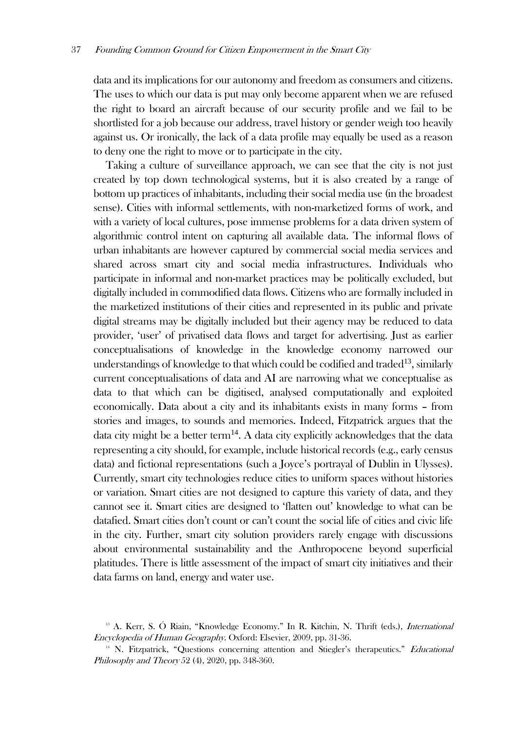data and its implications for our autonomy and freedom as consumers and citizens. The uses to which our data is put may only become apparent when we are refused the right to board an aircraft because of our security profile and we fail to be shortlisted for a job because our address, travel history or gender weigh too heavily against us. Or ironically, the lack of a data profile may equally be used as a reason to deny one the right to move or to participate in the city.

Taking a culture of surveillance approach, we can see that the city is not just created by top down technological systems, but it is also created by a range of bottom up practices of inhabitants, including their social media use (in the broadest sense). Cities with informal settlements, with non-marketized forms of work, and with a variety of local cultures, pose immense problems for a data driven system of algorithmic control intent on capturing all available data. The informal flows of urban inhabitants are however captured by commercial social media services and shared across smart city and social media infrastructures. Individuals who participate in informal and non-market practices may be politically excluded, but digitally included in commodified data flows. Citizens who are formally included in the marketized institutions of their cities and represented in its public and private digital streams may be digitally included but their agency may be reduced to data provider, 'user' of privatised data flows and target for advertising. Just as earlier conceptualisations of knowledge in the knowledge economy narrowed our understandings of knowledge to that which could be codified and traded[13], similarly current conceptualisations of data and AI are narrowing what we conceptualise as data to that which can be digitised, analysed computationally and exploited economically. Data about a city and its inhabitants exists in many forms – from stories and images, to sounds and memories. Indeed, Fitzpatrick argues that the data city might be a better term[14]. A data city explicitly acknowledges that the data representing a city should, for example, include historical records (e.g., early census data) and fictional representations (such a Joyce's portrayal of Dublin in Ulysses). Currently, smart city technologies reduce cities to uniform spaces without histories or variation. Smart cities are not designed to capture this variety of data, and they cannot see it. Smart cities are designed to 'flatten out' knowledge to what can be datafied. Smart cities don't count or can't count the social life of cities and civic life in the city. Further, smart city solution providers rarely engage with discussions about environmental sustainability and the Anthropocene beyond superficial platitudes. There is little assessment of the impact of smart city initiatives and their data farms on land, energy and water use.

[13] A. Kerr, S. Ó Riain, "Knowledge Economy." In R. Kitchin, N. Thrift (eds.), *International Encyclopedia of Human Geography*. Oxford: Elsevier, 2009, pp. 31-36.

[14] N. Fitzpatrick, "Questions concerning attention and Stiegler's therapeutics." *Educational Philosophy and Theory* 52 (4), 2020, pp. 348-360.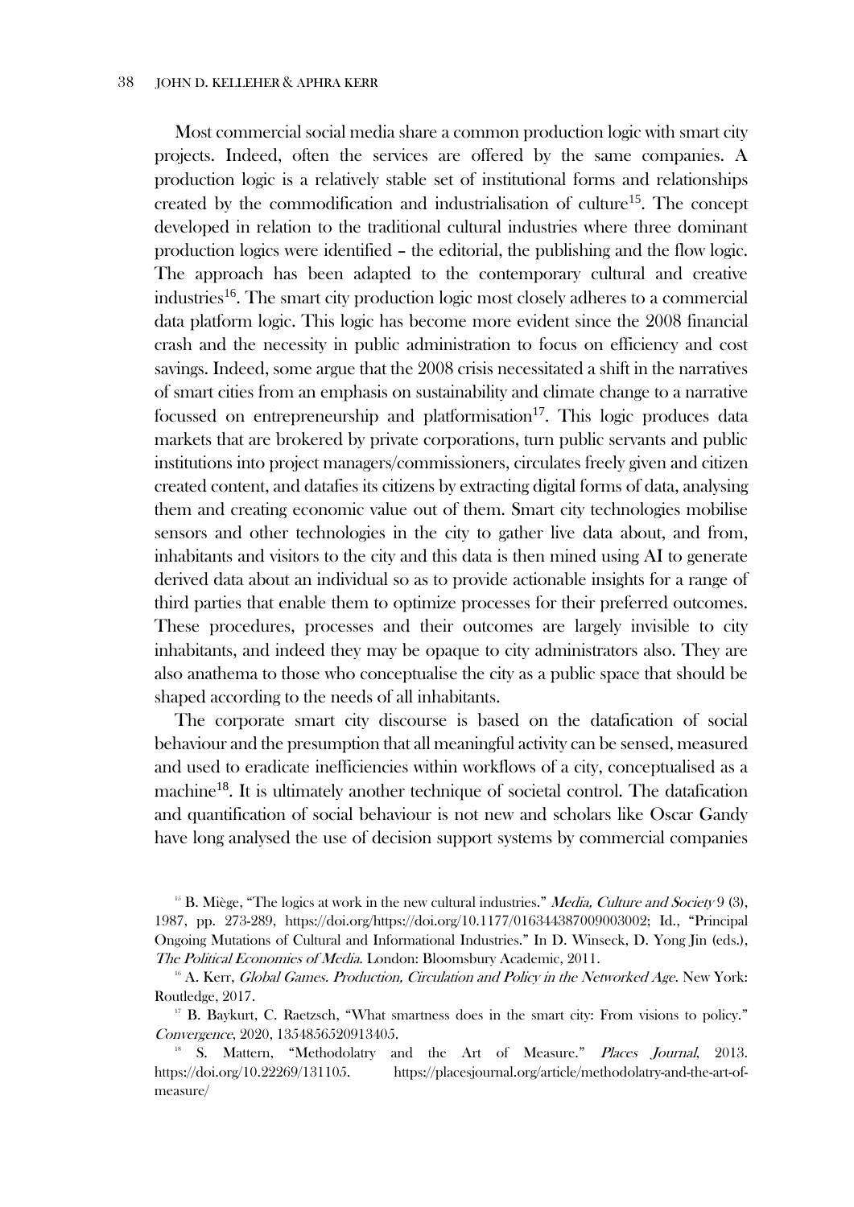Most commercial social media share a common production logic with smart city projects. Indeed, often the services are offered by the same companies. A production logic is a relatively stable set of institutional forms and relationships created by the commodification and industrialisation of culture[15]. The concept developed in relation to the traditional cultural industries where three dominant production logics were identified – the editorial, the publishing and the flow logic. The approach has been adapted to the contemporary cultural and creative industries[16]. The smart city production logic most closely adheres to a commercial data platform logic. This logic has become more evident since the 2008 financial crash and the necessity in public administration to focus on efficiency and cost savings. Indeed, some argue that the 2008 crisis necessitated a shift in the narratives of smart cities from an emphasis on sustainability and climate change to a narrative focussed on entrepreneurship and platformisation[17]. This logic produces data markets that are brokered by private corporations, turn public servants and public institutions into project managers/commissioners, circulates freely given and citizen created content, and datafies its citizens by extracting digital forms of data, analysing them and creating economic value out of them. Smart city technologies mobilise sensors and other technologies in the city to gather live data about, and from, inhabitants and visitors to the city and this data is then mined using AI to generate derived data about an individual so as to provide actionable insights for a range of third parties that enable them to optimize processes for their preferred outcomes. These procedures, processes and their outcomes are largely invisible to city inhabitants, and indeed they may be opaque to city administrators also. They are also anathema to those who conceptualise the city as a public space that should be shaped according to the needs of all inhabitants.

The corporate smart city discourse is based on the datafication of social behaviour and the presumption that all meaningful activity can be sensed, measured and used to eradicate inefficiencies within workflows of a city, conceptualised as a machine[18]. It is ultimately another technique of societal control. The datafication and quantification of social behaviour is not new and scholars like Oscar Gandy have long analysed the use of decision support systems by commercial companies

[15] B. Miège, "The logics at work in the new cultural industries." *Media, Culture and Society* 9 (3), 1987, pp. 273-289, https://doi.org/https://doi.org/10.1177/016344387009003002; Id., "Principal Ongoing Mutations of Cultural and Informational Industries." In D. Winseck, D. Yong Jin (eds.), *The Political Economies of Media*. London: Bloomsbury Academic, 2011.

[16] A. Kerr, *Global Games. Production, Circulation and Policy in the Networked Age*. New York: Routledge, 2017.

[17] B. Baykurt, C. Raetzsch, "What smartness does in the smart city: From visions to policy." *Convergence*, 2020, 1354856520913405.

[18] S. Mattern, "Methodolatry and the Art of Measure." *Places Journal*, 2013. https://doi.org/10.22269/131105. https://placesjournal.org/article/methodolatry-and-the-art-of-measure/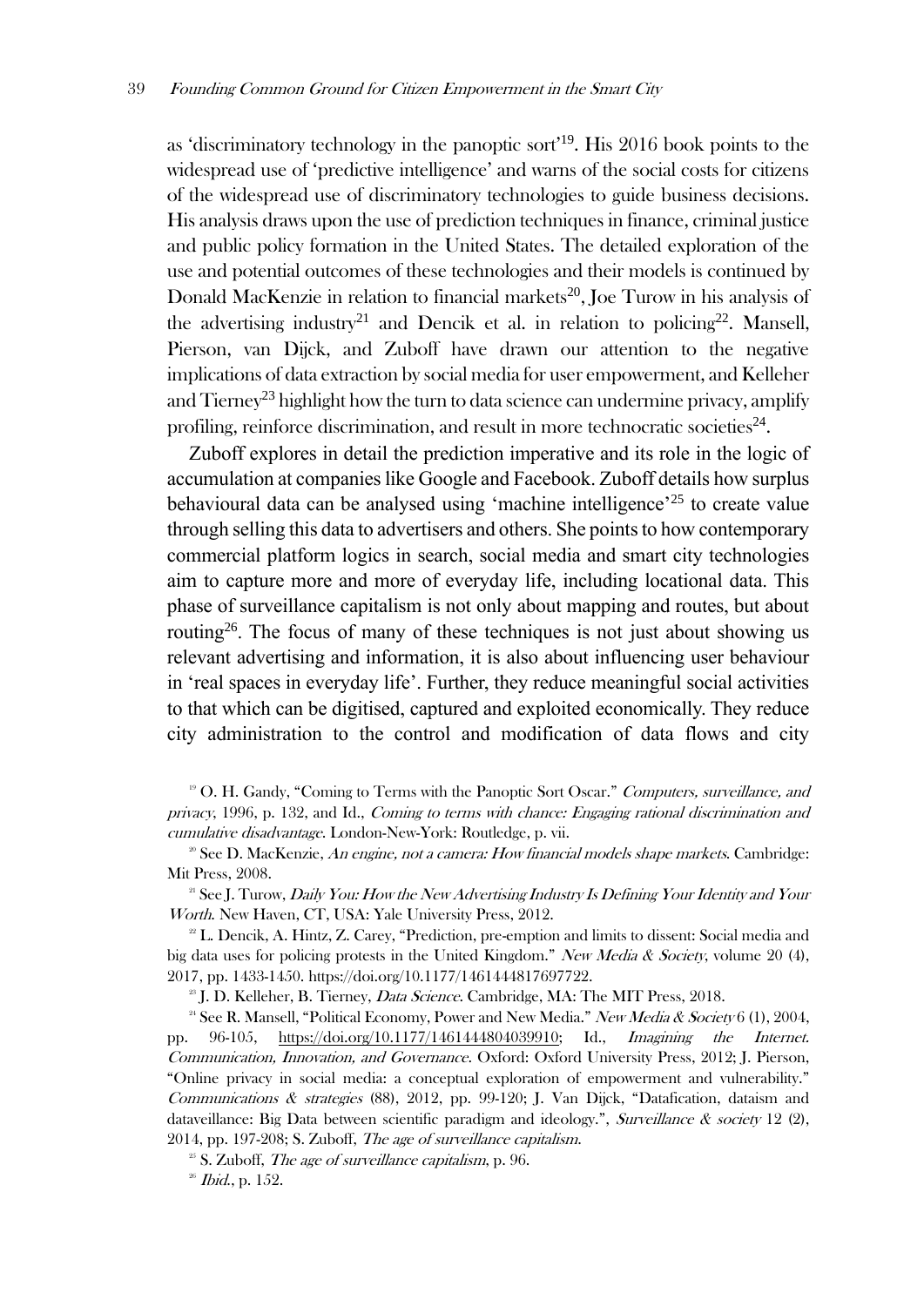as 'discriminatory technology in the panoptic sort'[19]. His 2016 book points to the widespread use of 'predictive intelligence' and warns of the social costs for citizens of the widespread use of discriminatory technologies to guide business decisions. His analysis draws upon the use of prediction techniques in finance, criminal justice and public policy formation in the United States. The detailed exploration of the use and potential outcomes of these technologies and their models is continued by Donald MacKenzie in relation to financial markets[20], Joe Turow in his analysis of the advertising industry[21] and Dencik et al. in relation to policing[22]. Mansell, Pierson, van Dijck, and Zuboff have drawn our attention to the negative implications of data extraction by social media for user empowerment, and Kelleher and Tierney[23] highlight how the turn to data science can undermine privacy, amplify profiling, reinforce discrimination, and result in more technocratic societies[24].

Zuboff explores in detail the prediction imperative and its role in the logic of accumulation at companies like Google and Facebook. Zuboff details how surplus behavioural data can be analysed using 'machine intelligence'[25] to create value through selling this data to advertisers and others. She points to how contemporary commercial platform logics in search, social media and smart city technologies aim to capture more and more of everyday life, including locational data. This phase of surveillance capitalism is not only about mapping and routes, but about routing[26]. The focus of many of these techniques is not just about showing us relevant advertising and information, it is also about influencing user behaviour in 'real spaces in everyday life'. Further, they reduce meaningful social activities to that which can be digitised, captured and exploited economically. They reduce city administration to the control and modification of data flows and city

[19] O. H. Gandy, "Coming to Terms with the Panoptic Sort Oscar." *Computers, surveillance, and privacy*, 1996, p. 132, and Id., *Coming to terms with chance: Engaging rational discrimination and cumulative disadvantage*. London-New-York: Routledge, p. vii.

[20] See D. MacKenzie, *An engine, not a camera: How financial models shape markets*. Cambridge: Mit Press, 2008.

[21] See J. Turow, *Daily You: How the New Advertising Industry Is Defining Your Identity and Your Worth*. New Haven, CT, USA: Yale University Press, 2012.

[22] L. Dencik, A. Hintz, Z. Carey, "Prediction, pre-emption and limits to dissent: Social media and big data uses for policing protests in the United Kingdom." *New Media & Society*, volume 20 (4), 2017, pp. 1433-1450. https://doi.org/10.1177/1461444817697722.

[23] J. D. Kelleher, B. Tierney, *Data Science*. Cambridge, MA: The MIT Press, 2018.

[24] See R. Mansell, "Political Economy, Power and New Media." *New Media & Society* 6 (1), 2004, pp. 96-105, https://doi.org/10.1177/1461444804039910; Id., *Imagining the Internet. Communication, Innovation, and Governance*. Oxford: Oxford University Press, 2012; J. Pierson, "Online privacy in social media: a conceptual exploration of empowerment and vulnerability." *Communications & strategies* (88), 2012, pp. 99-120; J. Van Dijck, "Datafication, dataism and dataveillance: Big Data between scientific paradigm and ideology.", *Surveillance & society* 12 (2), 2014, pp. 197-208; S. Zuboff, *The age of surveillance capitalism*.

[25] S. Zuboff, *The age of surveillance capitalism*, p. 96.

[26] *Ibid.*, p. 152.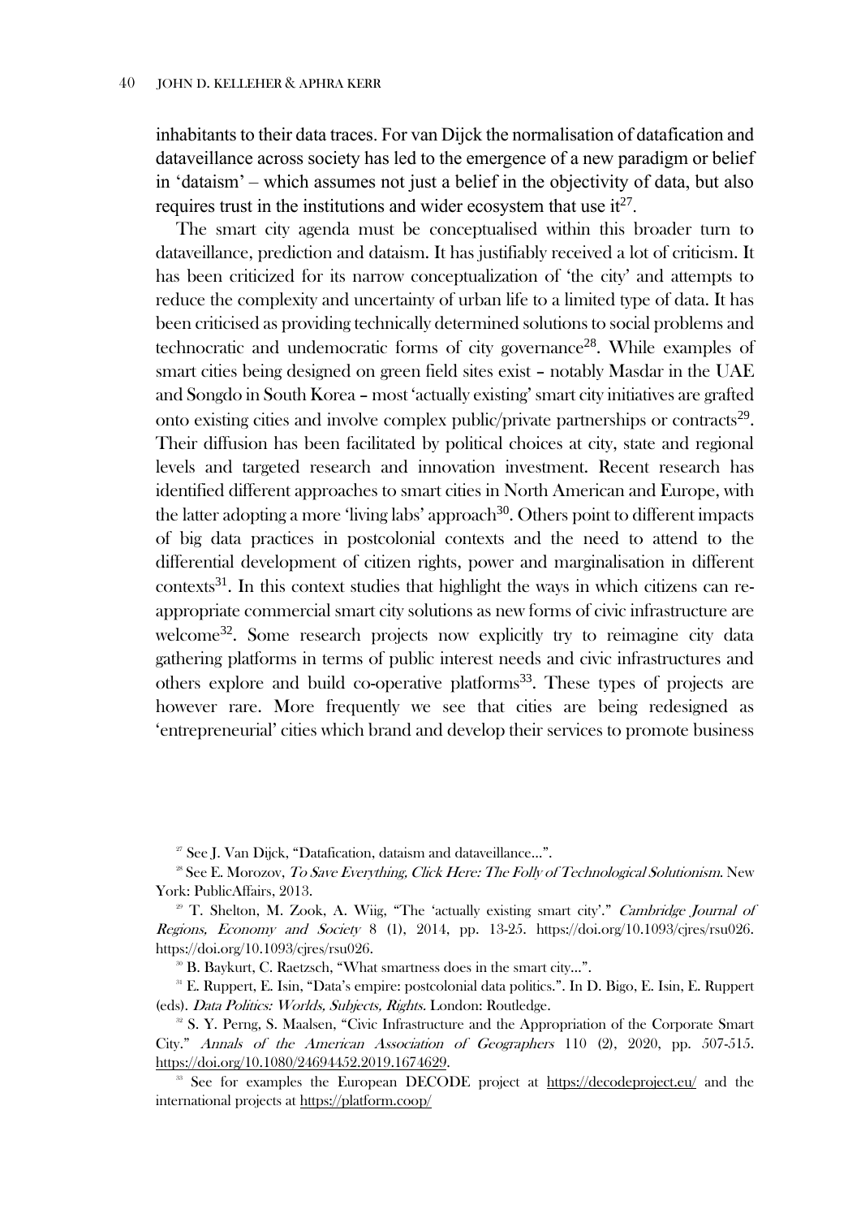inhabitants to their data traces. For van Dijck the normalisation of datafication and dataveillance across society has led to the emergence of a new paradigm or belief in 'dataism' – which assumes not just a belief in the objectivity of data, but also requires trust in the institutions and wider ecosystem that use it[27].

The smart city agenda must be conceptualised within this broader turn to dataveillance, prediction and dataism. It has justifiably received a lot of criticism. It has been criticized for its narrow conceptualization of 'the city' and attempts to reduce the complexity and uncertainty of urban life to a limited type of data. It has been criticised as providing technically determined solutions to social problems and technocratic and undemocratic forms of city governance[28]. While examples of smart cities being designed on green field sites exist – notably Masdar in the UAE and Songdo in South Korea – most 'actually existing' smart city initiatives are grafted onto existing cities and involve complex public/private partnerships or contracts[29]. Their diffusion has been facilitated by political choices at city, state and regional levels and targeted research and innovation investment. Recent research has identified different approaches to smart cities in North American and Europe, with the latter adopting a more 'living labs' approach[30]. Others point to different impacts of big data practices in postcolonial contexts and the need to attend to the differential development of citizen rights, power and marginalisation in different contexts[31]. In this context studies that highlight the ways in which citizens can re-appropriate commercial smart city solutions as new forms of civic infrastructure are welcome[32]. Some research projects now explicitly try to reimagine city data gathering platforms in terms of public interest needs and civic infrastructures and others explore and build co-operative platforms[33]. These types of projects are however rare. More frequently we see that cities are being redesigned as 'entrepreneurial' cities which brand and develop their services to promote business

---

[27] See J. Van Dijck, "Datafication, dataism and dataveillance…".

[28] See E. Morozov, *To Save Everything, Click Here: The Folly of Technological Solutionism*. New York: PublicAffairs, 2013.

[29] T. Shelton, M. Zook, A. Wiig, "The 'actually existing smart city'." *Cambridge Journal of Regions, Economy and Society* 8 (1), 2014, pp. 13-25. https://doi.org/10.1093/cjres/rsu026. https://doi.org/10.1093/cjres/rsu026.

[30] B. Baykurt, C. Raetzsch, "What smartness does in the smart city…".

[31] E. Ruppert, E. Isin, "Data's empire: postcolonial data politics.". In D. Bigo, E. Isin, E. Ruppert (eds). *Data Politics: Worlds, Subjects, Rights*. London: Routledge.

[32] S. Y. Perng, S. Maalsen, "Civic Infrastructure and the Appropriation of the Corporate Smart City." *Annals of the American Association of Geographers* 110 (2), 2020, pp. 507-515. https://doi.org/10.1080/24694452.2019.1674629.

[33] See for examples the European DECODE project at https://decodeproject.eu/ and the international projects at https://platform.coop/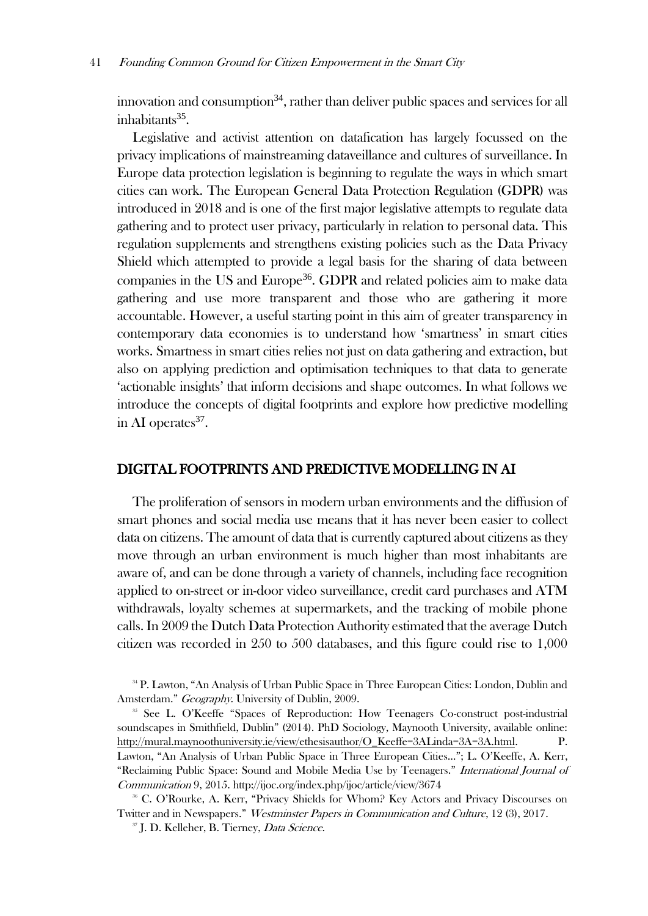innovation and consumption[34], rather than deliver public spaces and services for all inhabitants[35].

Legislative and activist attention on datafication has largely focussed on the privacy implications of mainstreaming dataveillance and cultures of surveillance. In Europe data protection legislation is beginning to regulate the ways in which smart cities can work. The European General Data Protection Regulation (GDPR) was introduced in 2018 and is one of the first major legislative attempts to regulate data gathering and to protect user privacy, particularly in relation to personal data. This regulation supplements and strengthens existing policies such as the Data Privacy Shield which attempted to provide a legal basis for the sharing of data between companies in the US and Europe[36]. GDPR and related policies aim to make data gathering and use more transparent and those who are gathering it more accountable. However, a useful starting point in this aim of greater transparency in contemporary data economies is to understand how 'smartness' in smart cities works. Smartness in smart cities relies not just on data gathering and extraction, but also on applying prediction and optimisation techniques to that data to generate 'actionable insights' that inform decisions and shape outcomes. In what follows we introduce the concepts of digital footprints and explore how predictive modelling in AI operates[37].

## DIGITAL FOOTPRINTS AND PREDICTIVE MODELLING IN AI

The proliferation of sensors in modern urban environments and the diffusion of smart phones and social media use means that it has never been easier to collect data on citizens. The amount of data that is currently captured about citizens as they move through an urban environment is much higher than most inhabitants are aware of, and can be done through a variety of channels, including face recognition applied to on-street or in-door video surveillance, credit card purchases and ATM withdrawals, loyalty schemes at supermarkets, and the tracking of mobile phone calls. In 2009 the Dutch Data Protection Authority estimated that the average Dutch citizen was recorded in 250 to 500 databases, and this figure could rise to 1,000

---

[34] P. Lawton, "An Analysis of Urban Public Space in Three European Cities: London, Dublin and Amsterdam." *Geography*. University of Dublin, 2009.

[35] See L. O'Keeffe "Spaces of Reproduction: How Teenagers Co-construct post-industrial soundscapes in Smithfield, Dublin" (2014). PhD Sociology, Maynooth University, available online: http://mural.maynoothuniversity.ie/view/ethesisauthor/O_Keeffe=3ALinda=3A=3A.html. P. Lawton, "An Analysis of Urban Public Space in Three European Cities…"; L. O'Keeffe, A. Kerr, "Reclaiming Public Space: Sound and Mobile Media Use by Teenagers." *International Journal of Communication* 9, 2015. http://ijoc.org/index.php/ijoc/article/view/3674

[36] C. O'Rourke, A. Kerr, "Privacy Shields for Whom? Key Actors and Privacy Discourses on Twitter and in Newspapers." *Westminster Papers in Communication and Culture*, 12 (3), 2017.

[37] J. D. Kelleher, B. Tierney, *Data Science*.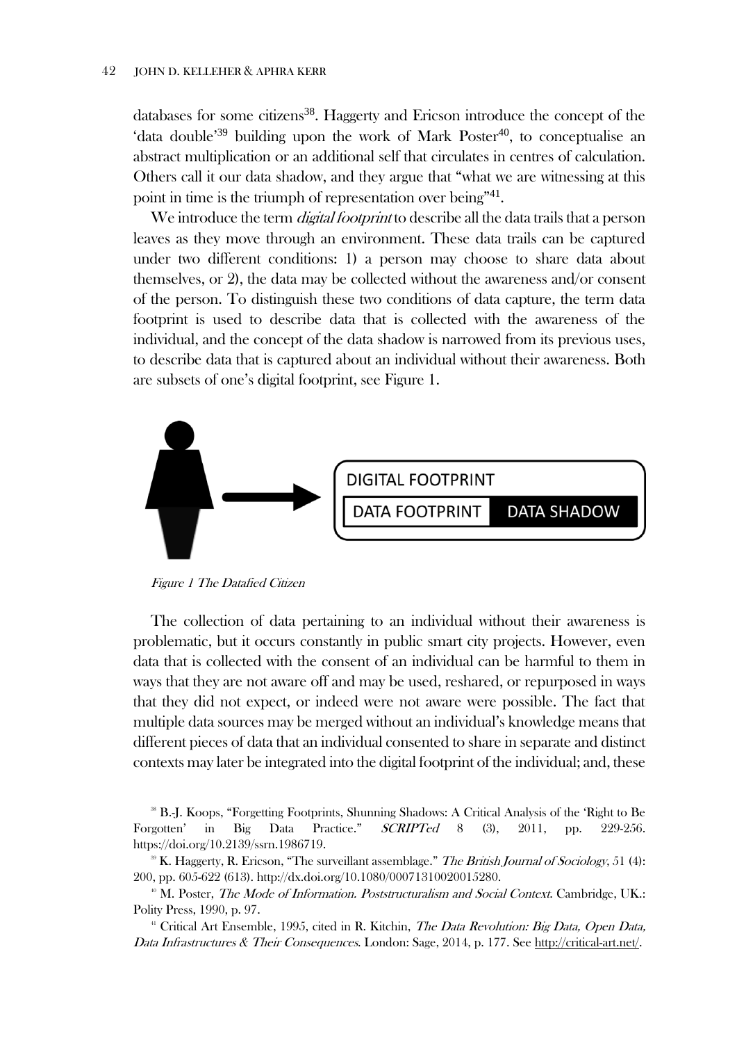databases for some citizens[38]. Haggerty and Ericson introduce the concept of the 'data double'[39] building upon the work of Mark Poster[40], to conceptualise an abstract multiplication or an additional self that circulates in centres of calculation. Others call it our data shadow, and they argue that "what we are witnessing at this point in time is the triumph of representation over being"[41].

We introduce the term *digital footprint* to describe all the data trails that a person leaves as they move through an environment. These data trails can be captured under two different conditions: 1) a person may choose to share data about themselves, or 2), the data may be collected without the awareness and/or consent of the person. To distinguish these two conditions of data capture, the term data footprint is used to describe data that is collected with the awareness of the individual, and the concept of the data shadow is narrowed from its previous uses, to describe data that is captured about an individual without their awareness. Both are subsets of one's digital footprint, see Figure 1.

DIGITAL FOOTPRINT

DATA FOOTPRINT | DATA SHADOW

*Figure 1 The Datafied Citizen*

The collection of data pertaining to an individual without their awareness is problematic, but it occurs constantly in public smart city projects. However, even data that is collected with the consent of an individual can be harmful to them in ways that they are not aware off and may be used, reshared, or repurposed in ways that they did not expect, or indeed were not aware were possible. The fact that multiple data sources may be merged without an individual's knowledge means that different pieces of data that an individual consented to share in separate and distinct contexts may later be integrated into the digital footprint of the individual; and, these

[38] B.-J. Koops, "Forgetting Footprints, Shunning Shadows: A Critical Analysis of the 'Right to Be Forgotten' in Big Data Practice." *SCRIPTed* 8 (3), 2011, pp. 229-256. https://doi.org/10.2139/ssrn.1986719.

[39] K. Haggerty, R. Ericson, "The surveillant assemblage." *The British Journal of Sociology*, 51 (4): 200, pp. 605-622 (613). http://dx.doi.org/10.1080/00071310020015280.

[40] M. Poster, *The Mode of Information. Poststructuralism and Social Context*. Cambridge, UK.: Polity Press, 1990, p. 97.

[41] Critical Art Ensemble, 1995, cited in R. Kitchin, *The Data Revolution: Big Data, Open Data, Data Infrastructures & Their Consequences*. London: Sage, 2014, p. 177. See http://critical-art.net/.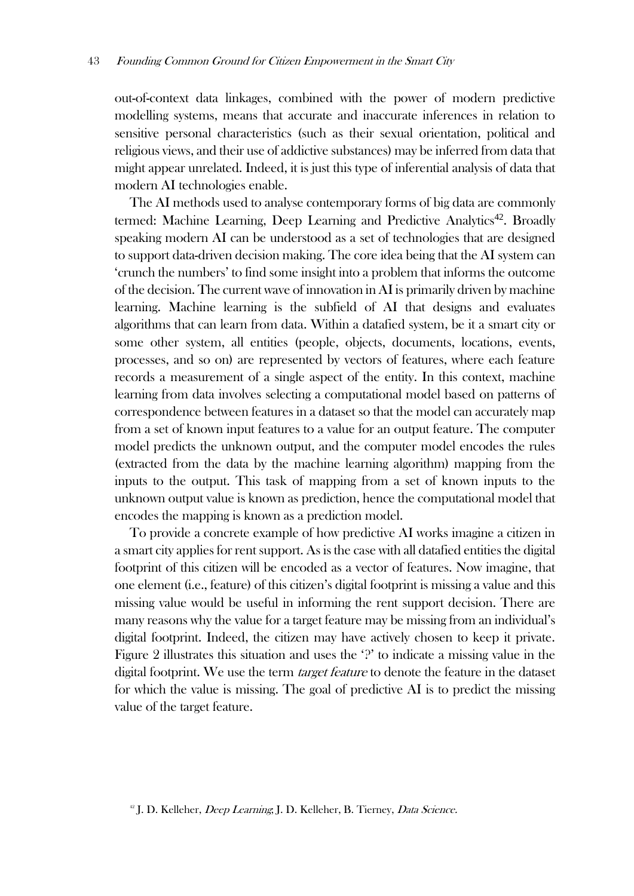out-of-context data linkages, combined with the power of modern predictive modelling systems, means that accurate and inaccurate inferences in relation to sensitive personal characteristics (such as their sexual orientation, political and religious views, and their use of addictive substances) may be inferred from data that might appear unrelated. Indeed, it is just this type of inferential analysis of data that modern AI technologies enable.

The AI methods used to analyse contemporary forms of big data are commonly termed: Machine Learning, Deep Learning and Predictive Analytics[42]. Broadly speaking modern AI can be understood as a set of technologies that are designed to support data-driven decision making. The core idea being that the AI system can 'crunch the numbers' to find some insight into a problem that informs the outcome of the decision. The current wave of innovation in AI is primarily driven by machine learning. Machine learning is the subfield of AI that designs and evaluates algorithms that can learn from data. Within a datafied system, be it a smart city or some other system, all entities (people, objects, documents, locations, events, processes, and so on) are represented by vectors of features, where each feature records a measurement of a single aspect of the entity. In this context, machine learning from data involves selecting a computational model based on patterns of correspondence between features in a dataset so that the model can accurately map from a set of known input features to a value for an output feature. The computer model predicts the unknown output, and the computer model encodes the rules (extracted from the data by the machine learning algorithm) mapping from the inputs to the output. This task of mapping from a set of known inputs to the unknown output value is known as prediction, hence the computational model that encodes the mapping is known as a prediction model.

To provide a concrete example of how predictive AI works imagine a citizen in a smart city applies for rent support. As is the case with all datafied entities the digital footprint of this citizen will be encoded as a vector of features. Now imagine, that one element (i.e., feature) of this citizen's digital footprint is missing a value and this missing value would be useful in informing the rent support decision. There are many reasons why the value for a target feature may be missing from an individual's digital footprint. Indeed, the citizen may have actively chosen to keep it private. Figure 2 illustrates this situation and uses the '?' to indicate a missing value in the digital footprint. We use the term *target feature* to denote the feature in the dataset for which the value is missing. The goal of predictive AI is to predict the missing value of the target feature.

[42] J. D. Kelleher, *Deep Learning*; J. D. Kelleher, B. Tierney, *Data Science*.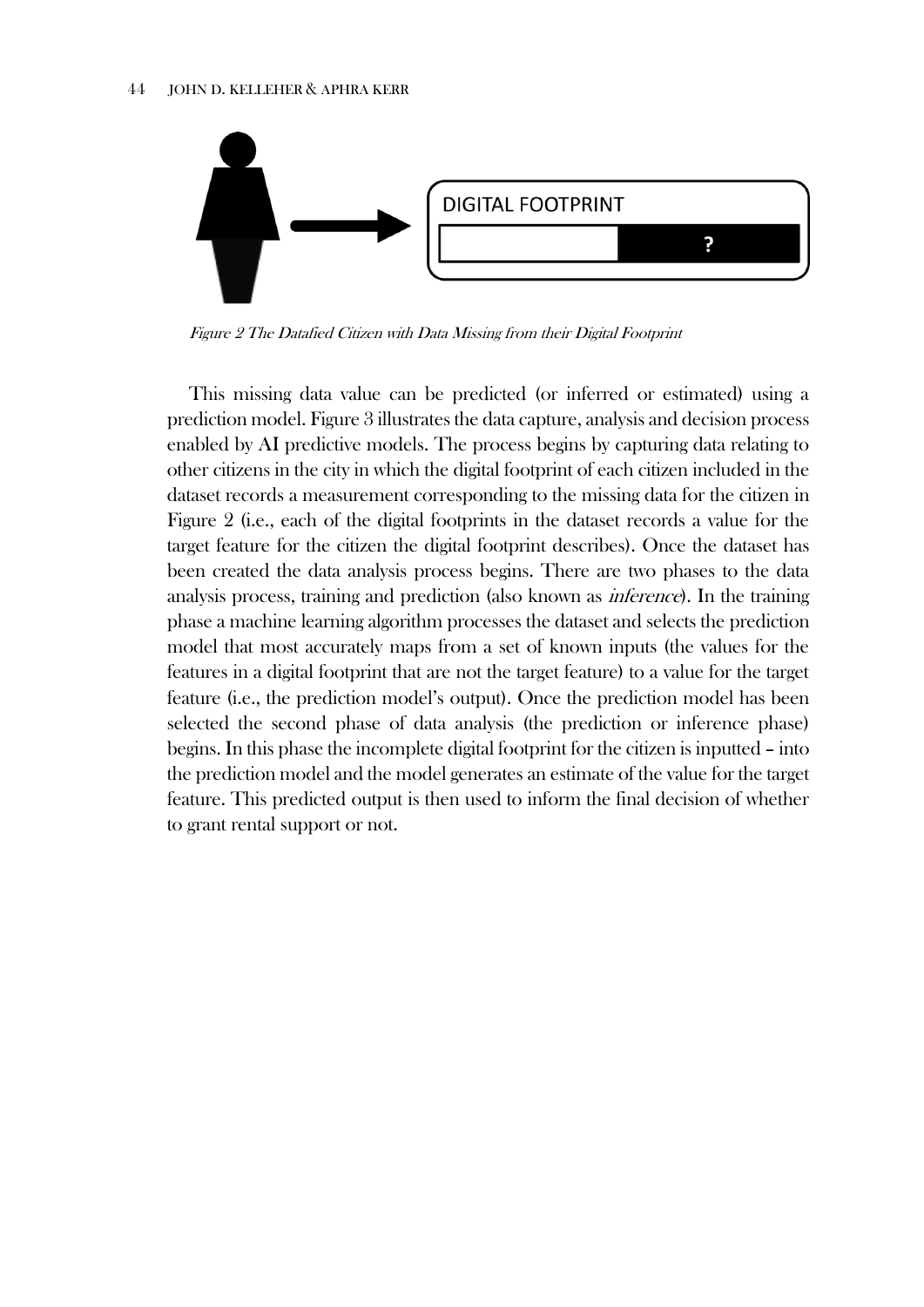DIGITAL FOOTPRINT

?

*Figure 2 The Datafied Citizen with Data Missing from their Digital Footprint*

This missing data value can be predicted (or inferred or estimated) using a prediction model. Figure 3 illustrates the data capture, analysis and decision process enabled by AI predictive models. The process begins by capturing data relating to other citizens in the city in which the digital footprint of each citizen included in the dataset records a measurement corresponding to the missing data for the citizen in Figure 2 (i.e., each of the digital footprints in the dataset records a value for the target feature for the citizen the digital footprint describes). Once the dataset has been created the data analysis process begins. There are two phases to the data analysis process, training and prediction (also known as *inference*). In the training phase a machine learning algorithm processes the dataset and selects the prediction model that most accurately maps from a set of known inputs (the values for the features in a digital footprint that are not the target feature) to a value for the target feature (i.e., the prediction model's output). Once the prediction model has been selected the second phase of data analysis (the prediction or inference phase) begins. In this phase the incomplete digital footprint for the citizen is inputted – into the prediction model and the model generates an estimate of the value for the target feature. This predicted output is then used to inform the final decision of whether to grant rental support or not.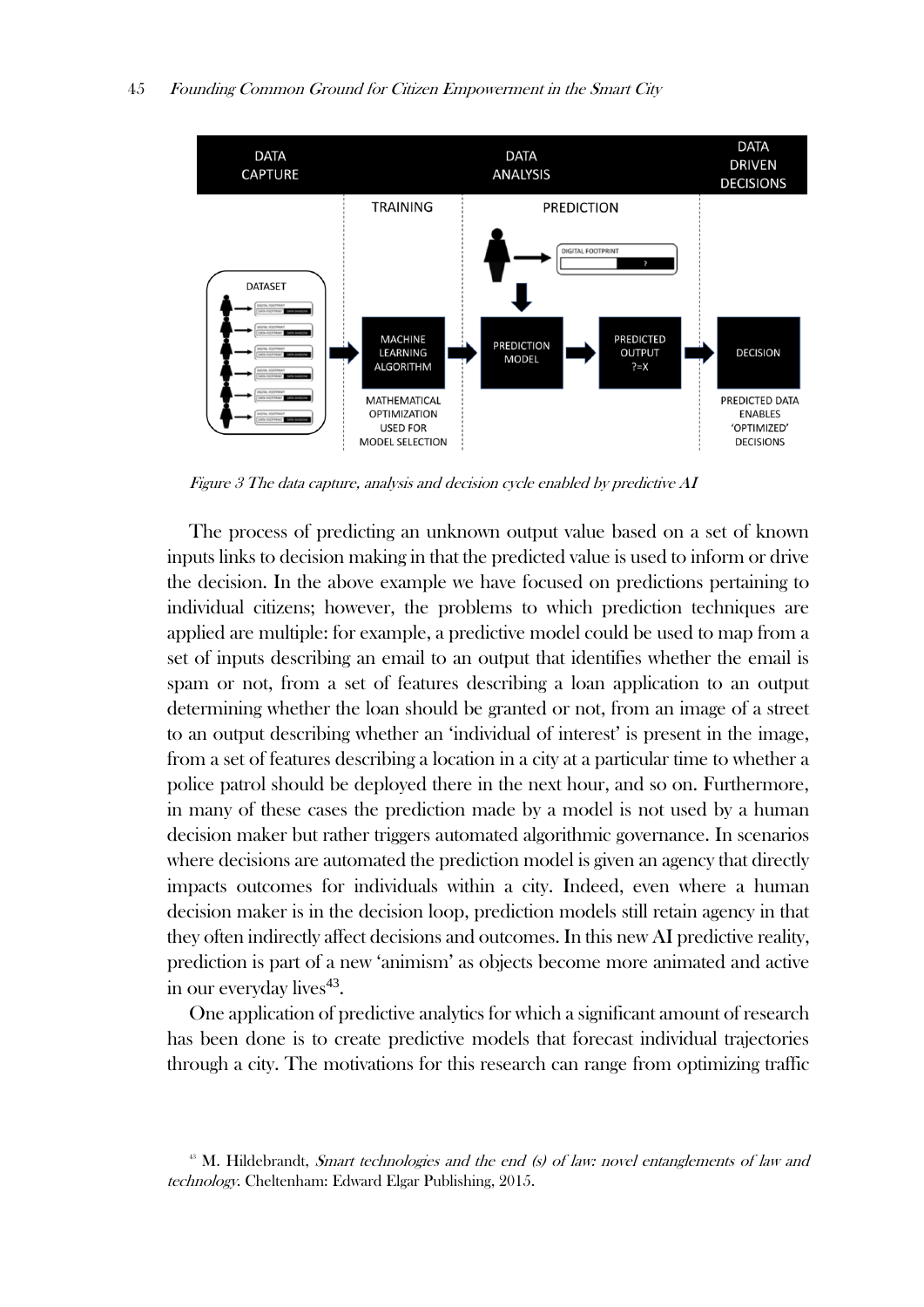Figure 3 The data capture, analysis and decision cycle enabled by predictive AI

The process of predicting an unknown output value based on a set of known inputs links to decision making in that the predicted value is used to inform or drive the decision. In the above example we have focused on predictions pertaining to individual citizens; however, the problems to which prediction techniques are applied are multiple: for example, a predictive model could be used to map from a set of inputs describing an email to an output that identifies whether the email is spam or not, from a set of features describing a loan application to an output determining whether the loan should be granted or not, from an image of a street to an output describing whether an 'individual of interest' is present in the image, from a set of features describing a location in a city at a particular time to whether a police patrol should be deployed there in the next hour, and so on. Furthermore, in many of these cases the prediction made by a model is not used by a human decision maker but rather triggers automated algorithmic governance. In scenarios where decisions are automated the prediction model is given an agency that directly impacts outcomes for individuals within a city. Indeed, even where a human decision maker is in the decision loop, prediction models still retain agency in that they often indirectly affect decisions and outcomes. In this new AI predictive reality, prediction is part of a new 'animism' as objects become more animated and active in our everyday lives[43].

One application of predictive analytics for which a significant amount of research has been done is to create predictive models that forecast individual trajectories through a city. The motivations for this research can range from optimizing traffic

[43] M. Hildebrandt, *Smart technologies and the end (s) of law: novel entanglements of law and technology*. Cheltenham: Edward Elgar Publishing, 2015.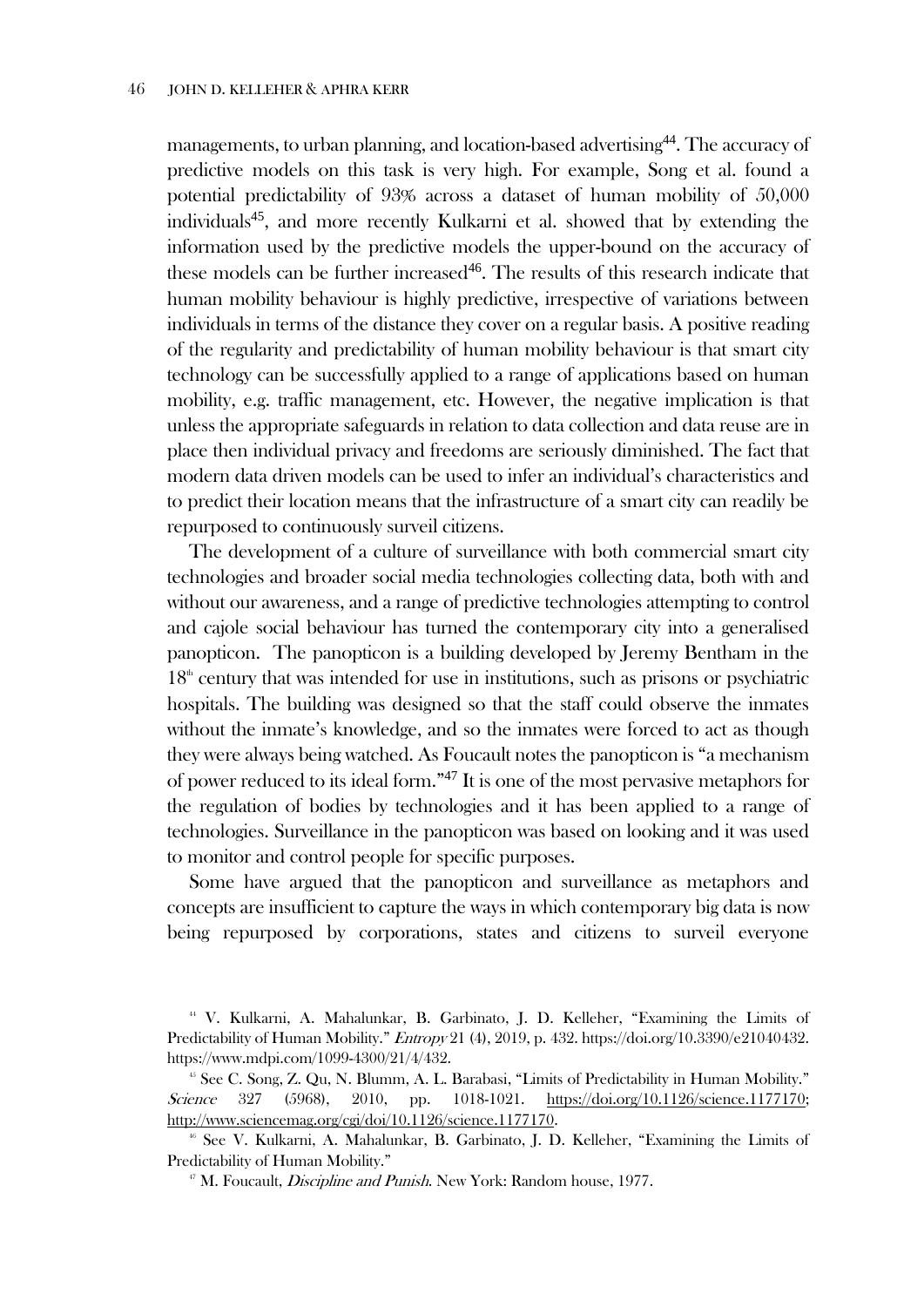managements, to urban planning, and location-based advertising[44]. The accuracy of predictive models on this task is very high. For example, Song et al. found a potential predictability of 93% across a dataset of human mobility of 50,000 individuals[45], and more recently Kulkarni et al. showed that by extending the information used by the predictive models the upper-bound on the accuracy of these models can be further increased[46]. The results of this research indicate that human mobility behaviour is highly predictive, irrespective of variations between individuals in terms of the distance they cover on a regular basis. A positive reading of the regularity and predictability of human mobility behaviour is that smart city technology can be successfully applied to a range of applications based on human mobility, e.g. traffic management, etc. However, the negative implication is that unless the appropriate safeguards in relation to data collection and data reuse are in place then individual privacy and freedoms are seriously diminished. The fact that modern data driven models can be used to infer an individual's characteristics and to predict their location means that the infrastructure of a smart city can readily be repurposed to continuously surveil citizens.

The development of a culture of surveillance with both commercial smart city technologies and broader social media technologies collecting data, both with and without our awareness, and a range of predictive technologies attempting to control and cajole social behaviour has turned the contemporary city into a generalised panopticon. The panopticon is a building developed by Jeremy Bentham in the 18th century that was intended for use in institutions, such as prisons or psychiatric hospitals. The building was designed so that the staff could observe the inmates without the inmate's knowledge, and so the inmates were forced to act as though they were always being watched. As Foucault notes the panopticon is "a mechanism of power reduced to its ideal form."[47] It is one of the most pervasive metaphors for the regulation of bodies by technologies and it has been applied to a range of technologies. Surveillance in the panopticon was based on looking and it was used to monitor and control people for specific purposes.

Some have argued that the panopticon and surveillance as metaphors and concepts are insufficient to capture the ways in which contemporary big data is now being repurposed by corporations, states and citizens to surveil everyone

---

[44] V. Kulkarni, A. Mahalunkar, B. Garbinato, J. D. Kelleher, "Examining the Limits of Predictability of Human Mobility." *Entropy* 21 (4), 2019, p. 432. https://doi.org/10.3390/e21040432. https://www.mdpi.com/1099-4300/21/4/432.

[45] See C. Song, Z. Qu, N. Blumm, A. L. Barabasi, "Limits of Predictability in Human Mobility." *Science* 327 (5968), 2010, pp. 1018-1021. https://doi.org/10.1126/science.1177170; http://www.sciencemag.org/cgi/doi/10.1126/science.1177170.

[46] See V. Kulkarni, A. Mahalunkar, B. Garbinato, J. D. Kelleher, "Examining the Limits of Predictability of Human Mobility."

[47] M. Foucault, *Discipline and Punish*. New York: Random house, 1977.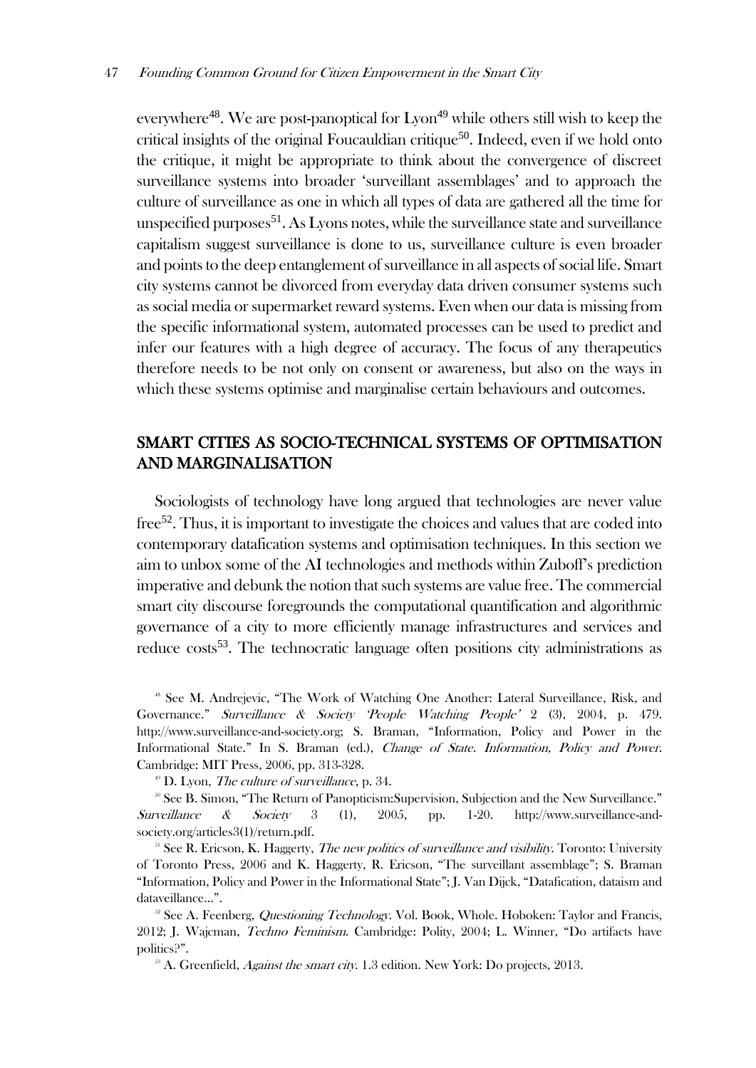everywhere[48]. We are post-panoptical for Lyon[49] while others still wish to keep the critical insights of the original Foucauldian critique[50]. Indeed, even if we hold onto the critique, it might be appropriate to think about the convergence of discreet surveillance systems into broader 'surveillant assemblages' and to approach the culture of surveillance as one in which all types of data are gathered all the time for unspecified purposes[51]. As Lyons notes, while the surveillance state and surveillance capitalism suggest surveillance is done to us, surveillance culture is even broader and points to the deep entanglement of surveillance in all aspects of social life. Smart city systems cannot be divorced from everyday data driven consumer systems such as social media or supermarket reward systems. Even when our data is missing from the specific informational system, automated processes can be used to predict and infer our features with a high degree of accuracy. The focus of any therapeutics therefore needs to be not only on consent or awareness, but also on the ways in which these systems optimise and marginalise certain behaviours and outcomes.

## SMART CITIES AS SOCIO-TECHNICAL SYSTEMS OF OPTIMISATION AND MARGINALISATION

Sociologists of technology have long argued that technologies are never value free[52]. Thus, it is important to investigate the choices and values that are coded into contemporary datafication systems and optimisation techniques. In this section we aim to unbox some of the AI technologies and methods within Zuboff's prediction imperative and debunk the notion that such systems are value free. The commercial smart city discourse foregrounds the computational quantification and algorithmic governance of a city to more efficiently manage infrastructures and services and reduce costs[53]. The technocratic language often positions city administrations as

[48] See M. Andrejevic, "The Work of Watching One Another: Lateral Surveillance, Risk, and Governance." *Surveillance & Society 'People Watching People'* 2 (3), 2004, p. 479. http://www.surveillance-and-society.org; S. Braman, "Information, Policy and Power in the Informational State." In S. Braman (ed.), *Change of State. Information, Policy and Power*. Cambridge: MIT Press, 2006, pp. 313-328.

[49] D. Lyon, *The culture of surveillance*, p. 34.

[50] See B. Simon, "The Return of Panopticism:Supervision, Subjection and the New Surveillance." *Surveillance & Society* 3 (1), 2005, pp. 1-20. http://www.surveillance-and-society.org/articles3(1)/return.pdf.

[51] See R. Ericson, K. Haggerty, *The new politics of surveillance and visibility*. Toronto: University of Toronto Press, 2006 and K. Haggerty, R. Ericson, "The surveillant assemblage"; S. Braman "Information, Policy and Power in the Informational State"; J. Van Dijck, "Datafication, dataism and dataveillance...".

[52] See A. Feenberg, *Questioning Technology*. Vol. Book, Whole. Hoboken: Taylor and Francis, 2012; J. Wajcman, *Techno Feminism*. Cambridge: Polity, 2004; L. Winner, "Do artifacts have politics?".

[53] A. Greenfield, *Against the smart city*. 1.3 edition. New York: Do projects, 2013.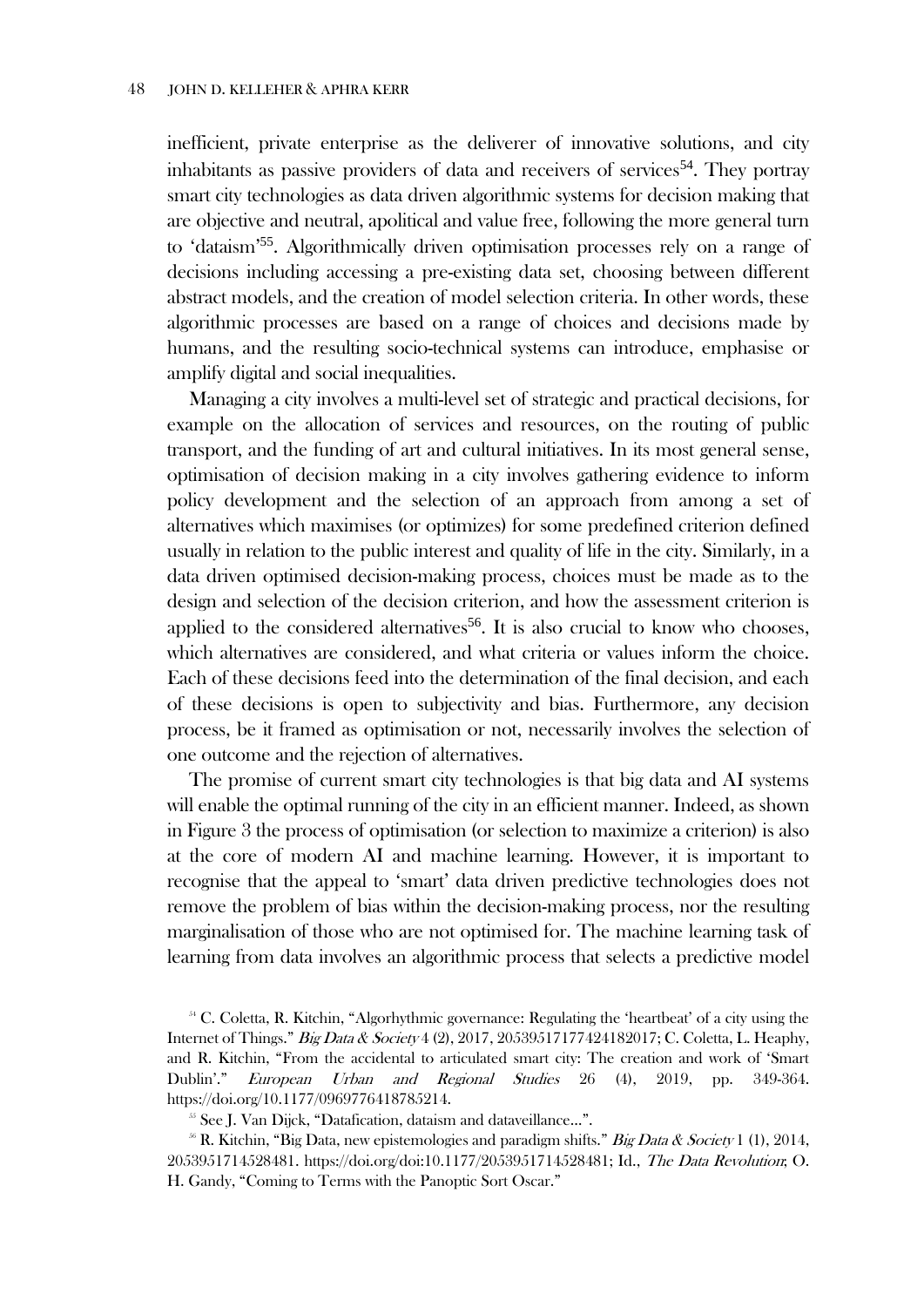inefficient, private enterprise as the deliverer of innovative solutions, and city inhabitants as passive providers of data and receivers of services[54]. They portray smart city technologies as data driven algorithmic systems for decision making that are objective and neutral, apolitical and value free, following the more general turn to 'dataism'[55]. Algorithmically driven optimisation processes rely on a range of decisions including accessing a pre-existing data set, choosing between different abstract models, and the creation of model selection criteria. In other words, these algorithmic processes are based on a range of choices and decisions made by humans, and the resulting socio-technical systems can introduce, emphasise or amplify digital and social inequalities.

Managing a city involves a multi-level set of strategic and practical decisions, for example on the allocation of services and resources, on the routing of public transport, and the funding of art and cultural initiatives. In its most general sense, optimisation of decision making in a city involves gathering evidence to inform policy development and the selection of an approach from among a set of alternatives which maximises (or optimizes) for some predefined criterion defined usually in relation to the public interest and quality of life in the city. Similarly, in a data driven optimised decision-making process, choices must be made as to the design and selection of the decision criterion, and how the assessment criterion is applied to the considered alternatives[56]. It is also crucial to know who chooses, which alternatives are considered, and what criteria or values inform the choice. Each of these decisions feed into the determination of the final decision, and each of these decisions is open to subjectivity and bias. Furthermore, any decision process, be it framed as optimisation or not, necessarily involves the selection of one outcome and the rejection of alternatives.

The promise of current smart city technologies is that big data and AI systems will enable the optimal running of the city in an efficient manner. Indeed, as shown in Figure 3 the process of optimisation (or selection to maximize a criterion) is also at the core of modern AI and machine learning. However, it is important to recognise that the appeal to 'smart' data driven predictive technologies does not remove the problem of bias within the decision-making process, nor the resulting marginalisation of those who are not optimised for. The machine learning task of learning from data involves an algorithmic process that selects a predictive model

[54] C. Coletta, R. Kitchin, "Algorhythmic governance: Regulating the 'heartbeat' of a city using the Internet of Things." *Big Data & Society* 4 (2), 2017, 2053951717742418​2017; C. Coletta, L. Heaphy, and R. Kitchin, "From the accidental to articulated smart city: The creation and work of 'Smart Dublin'." *European Urban and Regional Studies* 26 (4), 2019, pp. 349-364. https://doi.org/10.1177/0969776418785214.

[55] See J. Van Dijck, "Datafication, dataism and dataveillance...".

[56] R. Kitchin, "Big Data, new epistemologies and paradigm shifts." *Big Data & Society* 1 (1), 2014, 2053951714528481. https://doi.org/doi:10.1177/2053951714528481; Id., *The Data Revolution*; O. H. Gandy, "Coming to Terms with the Panoptic Sort Oscar."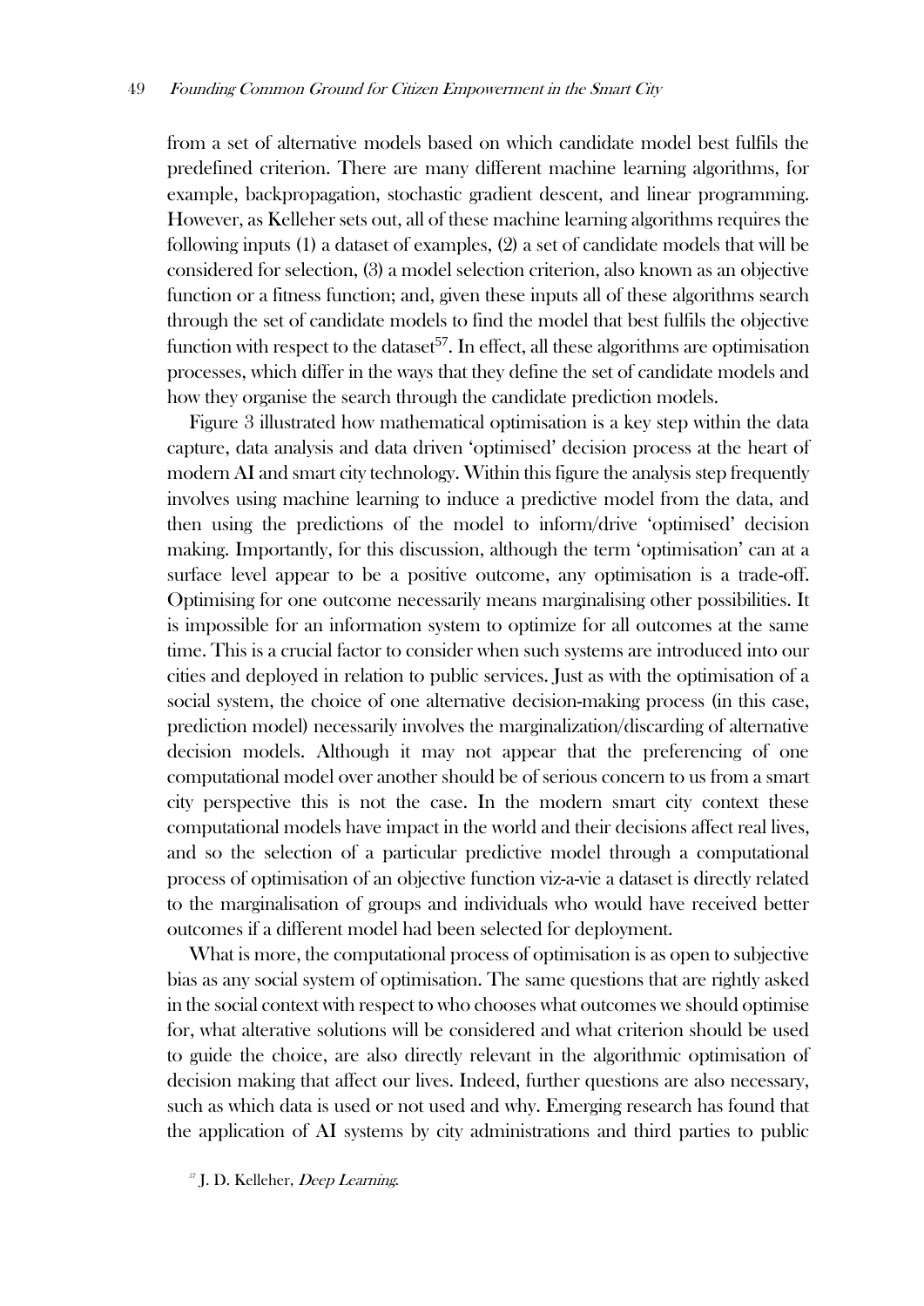from a set of alternative models based on which candidate model best fulfils the predefined criterion. There are many different machine learning algorithms, for example, backpropagation, stochastic gradient descent, and linear programming. However, as Kelleher sets out, all of these machine learning algorithms requires the following inputs (1) a dataset of examples, (2) a set of candidate models that will be considered for selection, (3) a model selection criterion, also known as an objective function or a fitness function; and, given these inputs all of these algorithms search through the set of candidate models to find the model that best fulfils the objective function with respect to the dataset[57]. In effect, all these algorithms are optimisation processes, which differ in the ways that they define the set of candidate models and how they organise the search through the candidate prediction models.

Figure 3 illustrated how mathematical optimisation is a key step within the data capture, data analysis and data driven 'optimised' decision process at the heart of modern AI and smart city technology. Within this figure the analysis step frequently involves using machine learning to induce a predictive model from the data, and then using the predictions of the model to inform/drive 'optimised' decision making. Importantly, for this discussion, although the term 'optimisation' can at a surface level appear to be a positive outcome, any optimisation is a trade-off. Optimising for one outcome necessarily means marginalising other possibilities. It is impossible for an information system to optimize for all outcomes at the same time. This is a crucial factor to consider when such systems are introduced into our cities and deployed in relation to public services. Just as with the optimisation of a social system, the choice of one alternative decision-making process (in this case, prediction model) necessarily involves the marginalization/discarding of alternative decision models. Although it may not appear that the preferencing of one computational model over another should be of serious concern to us from a smart city perspective this is not the case. In the modern smart city context these computational models have impact in the world and their decisions affect real lives, and so the selection of a particular predictive model through a computational process of optimisation of an objective function viz-a-vie a dataset is directly related to the marginalisation of groups and individuals who would have received better outcomes if a different model had been selected for deployment.

What is more, the computational process of optimisation is as open to subjective bias as any social system of optimisation. The same questions that are rightly asked in the social context with respect to who chooses what outcomes we should optimise for, what alterative solutions will be considered and what criterion should be used to guide the choice, are also directly relevant in the algorithmic optimisation of decision making that affect our lives. Indeed, further questions are also necessary, such as which data is used or not used and why. Emerging research has found that the application of AI systems by city administrations and third parties to public

[57] J. D. Kelleher, *Deep Learning*.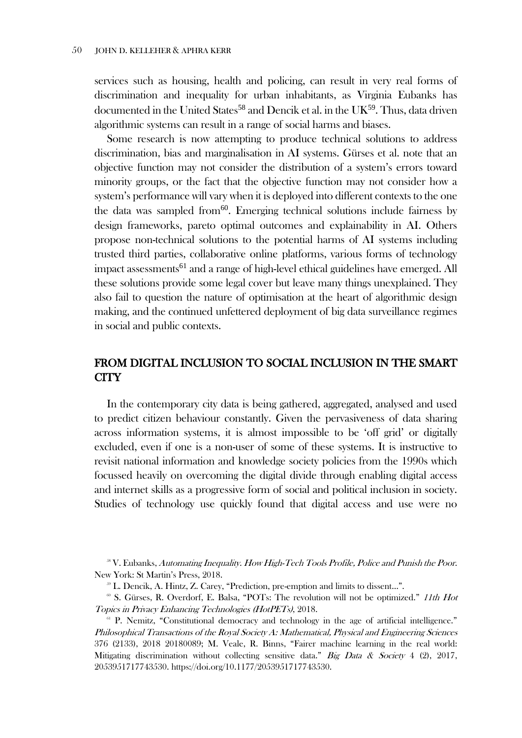services such as housing, health and policing, can result in very real forms of discrimination and inequality for urban inhabitants, as Virginia Eubanks has documented in the United States[58] and Dencik et al. in the UK[59]. Thus, data driven algorithmic systems can result in a range of social harms and biases.

Some research is now attempting to produce technical solutions to address discrimination, bias and marginalisation in AI systems. Gürses et al. note that an objective function may not consider the distribution of a system's errors toward minority groups, or the fact that the objective function may not consider how a system's performance will vary when it is deployed into different contexts to the one the data was sampled from[60]. Emerging technical solutions include fairness by design frameworks, pareto optimal outcomes and explainability in AI. Others propose non-technical solutions to the potential harms of AI systems including trusted third parties, collaborative online platforms, various forms of technology impact assessments[61] and a range of high-level ethical guidelines have emerged. All these solutions provide some legal cover but leave many things unexplained. They also fail to question the nature of optimisation at the heart of algorithmic design making, and the continued unfettered deployment of big data surveillance regimes in social and public contexts.

## FROM DIGITAL INCLUSION TO SOCIAL INCLUSION IN THE SMART CITY

In the contemporary city data is being gathered, aggregated, analysed and used to predict citizen behaviour constantly. Given the pervasiveness of data sharing across information systems, it is almost impossible to be 'off grid' or digitally excluded, even if one is a non-user of some of these systems. It is instructive to revisit national information and knowledge society policies from the 1990s which focussed heavily on overcoming the digital divide through enabling digital access and internet skills as a progressive form of social and political inclusion in society. Studies of technology use quickly found that digital access and use were no

[58] V. Eubanks, *Automating Inequality. How High-Tech Tools Profile, Police and Punish the Poor*. New York: St Martin's Press, 2018.

[59] L. Dencik, A. Hintz, Z. Carey, "Prediction, pre-emption and limits to dissent…".

[60] S. Gürses, R. Overdorf, E. Balsa, "POTs: The revolution will not be optimized." *11th Hot Topics in Privacy Enhancing Technologies (HotPETs)*, 2018.

[61] P. Nemitz, "Constitutional democracy and technology in the age of artificial intelligence." *Philosophical Transactions of the Royal Society A: Mathematical, Physical and Engineering Sciences* 376 (2133), 2018 20180089; M. Veale, R. Binns, "Fairer machine learning in the real world: Mitigating discrimination without collecting sensitive data." *Big Data & Society* 4 (2), 2017, 2053951717743530. https://doi.org/10.1177/2053951717743530.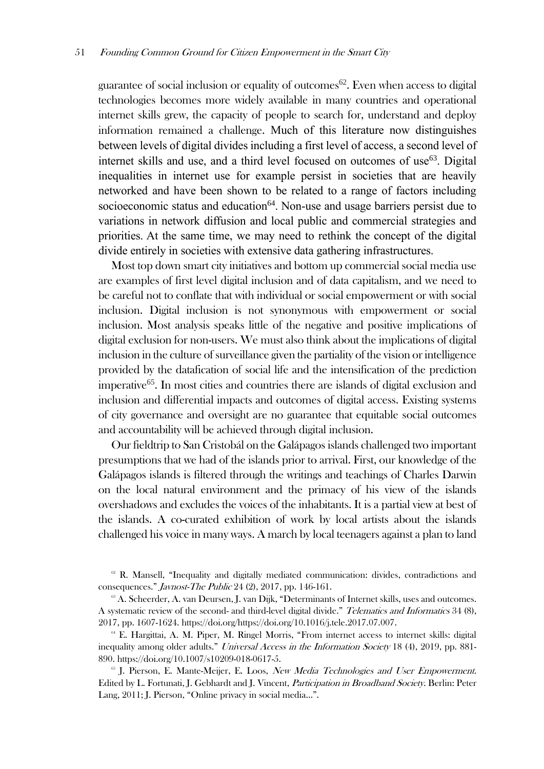guarantee of social inclusion or equality of outcomes[62]. Even when access to digital technologies becomes more widely available in many countries and operational internet skills grew, the capacity of people to search for, understand and deploy information remained a challenge. Much of this literature now distinguishes between levels of digital divides including a first level of access, a second level of internet skills and use, and a third level focused on outcomes of use[63]. Digital inequalities in internet use for example persist in societies that are heavily networked and have been shown to be related to a range of factors including socioeconomic status and education[64]. Non-use and usage barriers persist due to variations in network diffusion and local public and commercial strategies and priorities. At the same time, we may need to rethink the concept of the digital divide entirely in societies with extensive data gathering infrastructures.

Most top down smart city initiatives and bottom up commercial social media use are examples of first level digital inclusion and of data capitalism, and we need to be careful not to conflate that with individual or social empowerment or with social inclusion. Digital inclusion is not synonymous with empowerment or social inclusion. Most analysis speaks little of the negative and positive implications of digital exclusion for non-users. We must also think about the implications of digital inclusion in the culture of surveillance given the partiality of the vision or intelligence provided by the datafication of social life and the intensification of the prediction imperative[65]. In most cities and countries there are islands of digital exclusion and inclusion and differential impacts and outcomes of digital access. Existing systems of city governance and oversight are no guarantee that equitable social outcomes and accountability will be achieved through digital inclusion.

Our fieldtrip to San Cristobál on the Galápagos islands challenged two important presumptions that we had of the islands prior to arrival. First, our knowledge of the Galápagos islands is filtered through the writings and teachings of Charles Darwin on the local natural environment and the primacy of his view of the islands overshadows and excludes the voices of the inhabitants. It is a partial view at best of the islands. A co-curated exhibition of work by local artists about the islands challenged his voice in many ways. A march by local teenagers against a plan to land

[62] R. Mansell, "Inequality and digitally mediated communication: divides, contradictions and consequences." *Javnost-The Public* 24 (2), 2017, pp. 146-161.

[63] A. Scheerder, A. van Deursen, J. van Dijk, "Determinants of Internet skills, uses and outcomes. A systematic review of the second- and third-level digital divide." *Telematics and Informatics* 34 (8), 2017, pp. 1607-1624. https://doi.org/https://doi.org/10.1016/j.tele.2017.07.007.

[64] E. Hargittai, A. M. Piper, M. Ringel Morris, "From internet access to internet skills: digital inequality among older adults." *Universal Access in the Information Society* 18 (4), 2019, pp. 881-890. https://doi.org/10.1007/s10209-018-0617-5.

[65] J. Pierson, E. Mante-Meijer, E. Loos, *New Media Technologies and User Empowerment*. Edited by L. Fortunati, J. Gebhardt and J. Vincent, *Participation in Broadband Society*. Berlin: Peter Lang, 2011; J. Pierson, "Online privacy in social media...".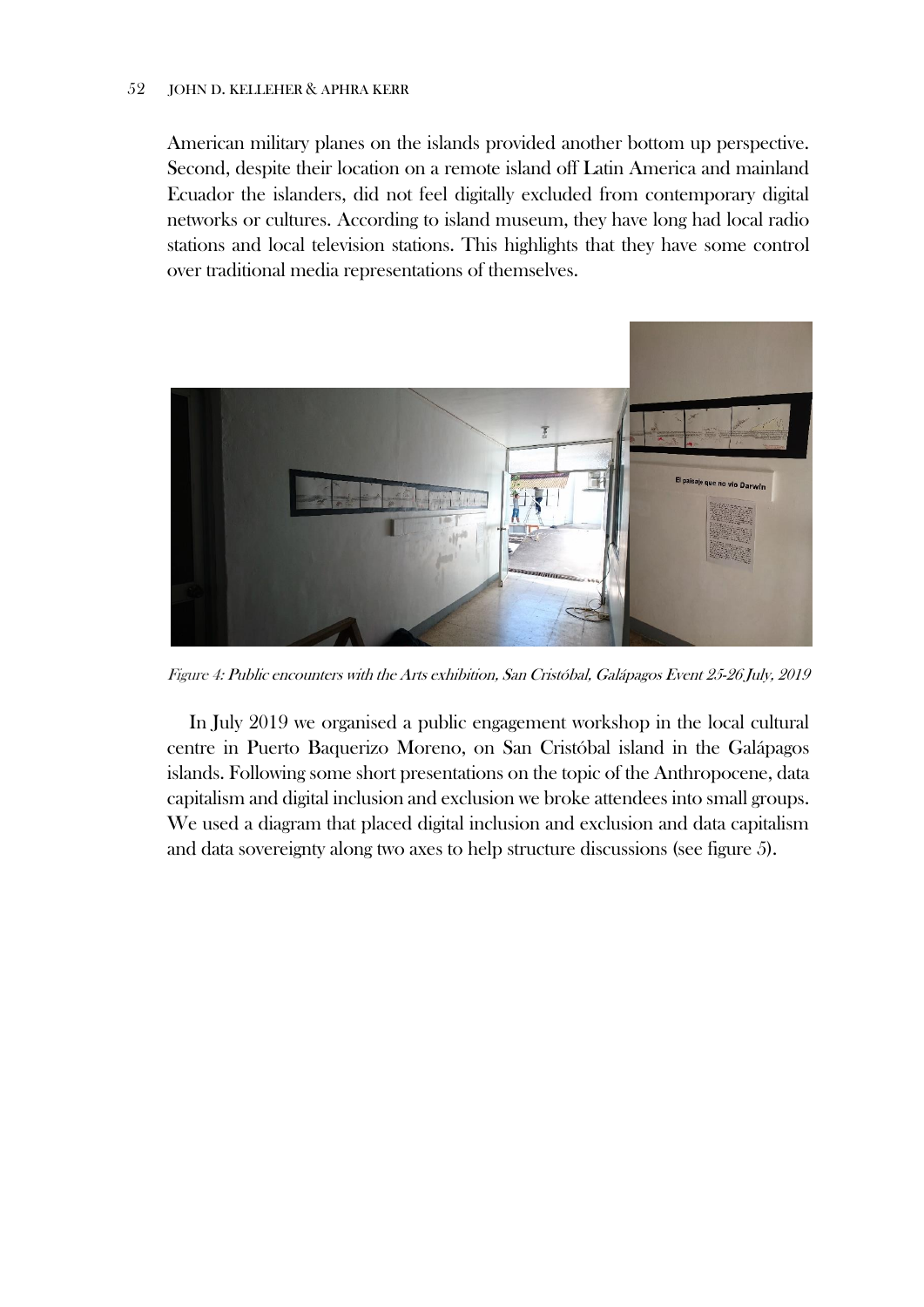American military planes on the islands provided another bottom up perspective. Second, despite their location on a remote island off Latin America and mainland Ecuador the islanders, did not feel digitally excluded from contemporary digital networks or cultures. According to island museum, they have long had local radio stations and local television stations. This highlights that they have some control over traditional media representations of themselves.

*Figure 4: Public encounters with the Arts exhibition, San Cristóbal, Galápagos Event 25-26 July, 2019*

In July 2019 we organised a public engagement workshop in the local cultural centre in Puerto Baquerizo Moreno, on San Cristóbal island in the Galápagos islands. Following some short presentations on the topic of the Anthropocene, data capitalism and digital inclusion and exclusion we broke attendees into small groups. We used a diagram that placed digital inclusion and exclusion and data capitalism and data sovereignty along two axes to help structure discussions (see figure 5).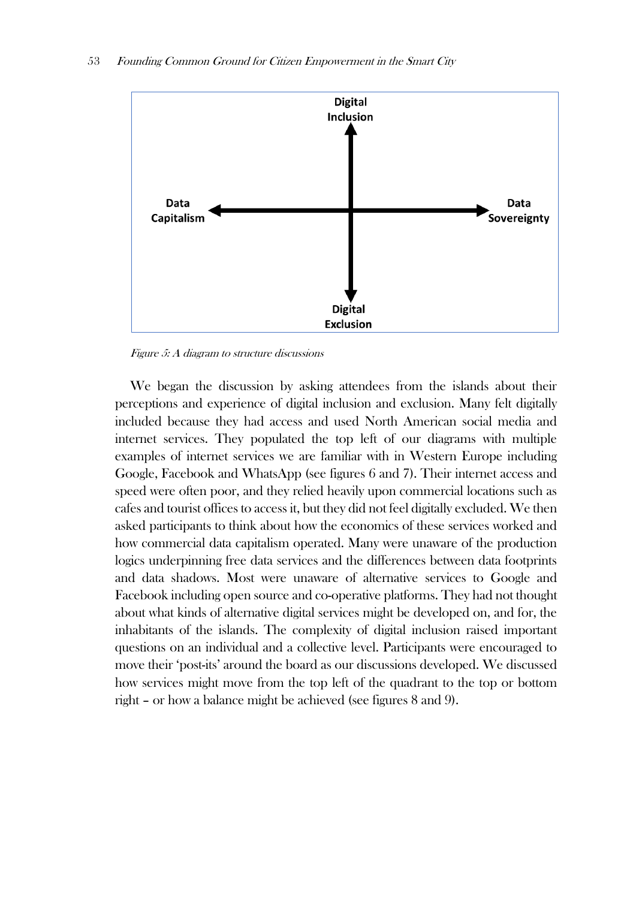Digital Inclusion

Data Capitalism

Data Sovereignty

Digital Exclusion

*Figure 5: A diagram to structure discussions*

We began the discussion by asking attendees from the islands about their perceptions and experience of digital inclusion and exclusion. Many felt digitally included because they had access and used North American social media and internet services. They populated the top left of our diagrams with multiple examples of internet services we are familiar with in Western Europe including Google, Facebook and WhatsApp (see figures 6 and 7). Their internet access and speed were often poor, and they relied heavily upon commercial locations such as cafes and tourist offices to access it, but they did not feel digitally excluded. We then asked participants to think about how the economics of these services worked and how commercial data capitalism operated. Many were unaware of the production logics underpinning free data services and the differences between data footprints and data shadows. Most were unaware of alternative services to Google and Facebook including open source and co-operative platforms. They had not thought about what kinds of alternative digital services might be developed on, and for, the inhabitants of the islands. The complexity of digital inclusion raised important questions on an individual and a collective level. Participants were encouraged to move their 'post-its' around the board as our discussions developed. We discussed how services might move from the top left of the quadrant to the top or bottom right – or how a balance might be achieved (see figures 8 and 9).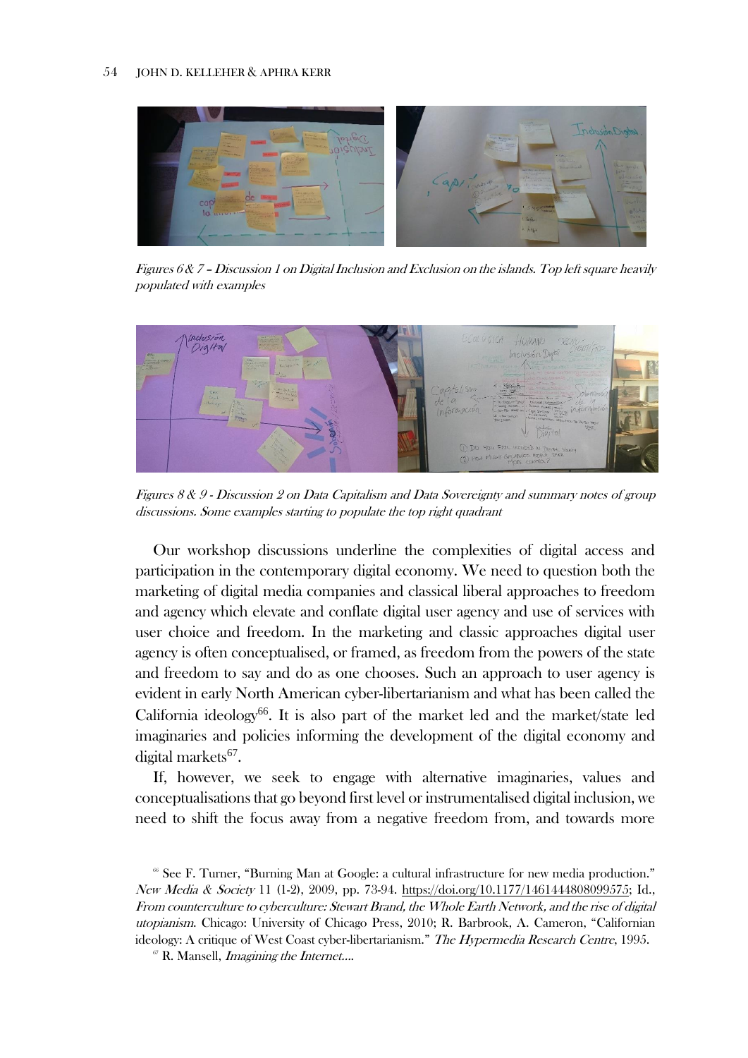*Figures 6 & 7 – Discussion 1 on Digital Inclusion and Exclusion on the islands. Top left square heavily populated with examples*

*Figures 8 & 9 - Discussion 2 on Data Capitalism and Data Sovereignty and summary notes of group discussions. Some examples starting to populate the top right quadrant*

Our workshop discussions underline the complexities of digital access and participation in the contemporary digital economy. We need to question both the marketing of digital media companies and classical liberal approaches to freedom and agency which elevate and conflate digital user agency and use of services with user choice and freedom. In the marketing and classic approaches digital user agency is often conceptualised, or framed, as freedom from the powers of the state and freedom to say and do as one chooses. Such an approach to user agency is evident in early North American cyber-libertarianism and what has been called the California ideology[66]. It is also part of the market led and the market/state led imaginaries and policies informing the development of the digital economy and digital markets[67].

If, however, we seek to engage with alternative imaginaries, values and conceptualisations that go beyond first level or instrumentalised digital inclusion, we need to shift the focus away from a negative freedom from, and towards more

[66] See F. Turner, "Burning Man at Google: a cultural infrastructure for new media production." *New Media & Society* 11 (1-2), 2009, pp. 73-94. https://doi.org/10.1177/1461444808099575; Id., *From counterculture to cyberculture: Stewart Brand, the Whole Earth Network, and the rise of digital utopianism*. Chicago: University of Chicago Press, 2010; R. Barbrook, A. Cameron, "Californian ideology: A critique of West Coast cyber-libertarianism." *The Hypermedia Research Centre*, 1995.

[67] R. Mansell, *Imagining the Internet…*.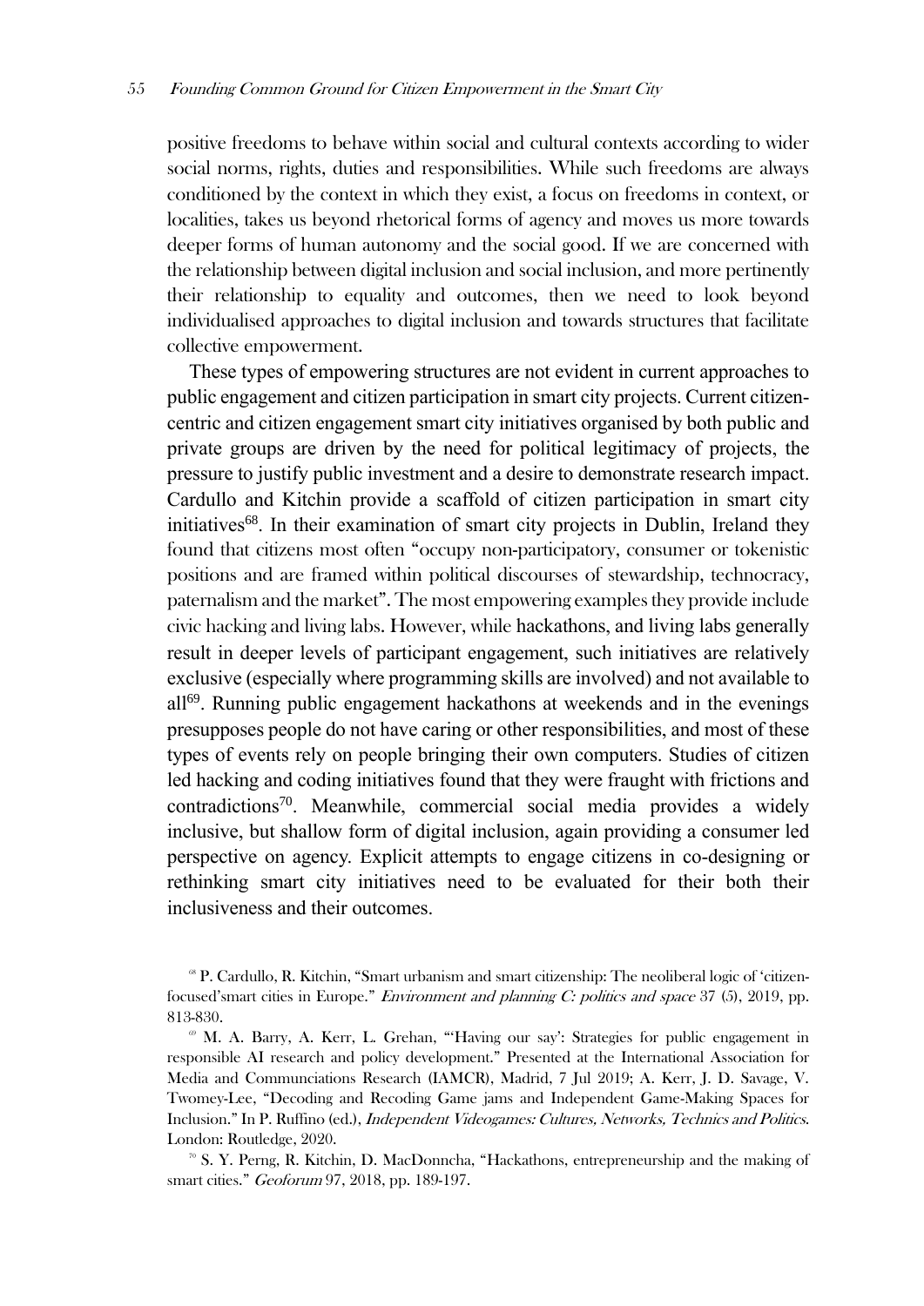positive freedoms to behave within social and cultural contexts according to wider social norms, rights, duties and responsibilities. While such freedoms are always conditioned by the context in which they exist, a focus on freedoms in context, or localities, takes us beyond rhetorical forms of agency and moves us more towards deeper forms of human autonomy and the social good. If we are concerned with the relationship between digital inclusion and social inclusion, and more pertinently their relationship to equality and outcomes, then we need to look beyond individualised approaches to digital inclusion and towards structures that facilitate collective empowerment.

These types of empowering structures are not evident in current approaches to public engagement and citizen participation in smart city projects. Current citizen-centric and citizen engagement smart city initiatives organised by both public and private groups are driven by the need for political legitimacy of projects, the pressure to justify public investment and a desire to demonstrate research impact. Cardullo and Kitchin provide a scaffold of citizen participation in smart city initiatives[68]. In their examination of smart city projects in Dublin, Ireland they found that citizens most often "occupy non-participatory, consumer or tokenistic positions and are framed within political discourses of stewardship, technocracy, paternalism and the market". The most empowering examples they provide include civic hacking and living labs. However, while hackathons, and living labs generally result in deeper levels of participant engagement, such initiatives are relatively exclusive (especially where programming skills are involved) and not available to all[69]. Running public engagement hackathons at weekends and in the evenings presupposes people do not have caring or other responsibilities, and most of these types of events rely on people bringing their own computers. Studies of citizen led hacking and coding initiatives found that they were fraught with frictions and contradictions[70]. Meanwhile, commercial social media provides a widely inclusive, but shallow form of digital inclusion, again providing a consumer led perspective on agency. Explicit attempts to engage citizens in co-designing or rethinking smart city initiatives need to be evaluated for their both their inclusiveness and their outcomes.

[68] P. Cardullo, R. Kitchin, "Smart urbanism and smart citizenship: The neoliberal logic of 'citizen-focused'smart cities in Europe." *Environment and planning C: politics and space* 37 (5), 2019, pp. 813-830.

[69] M. A. Barry, A. Kerr, L. Grehan, "'Having our say': Strategies for public engagement in responsible AI research and policy development." Presented at the International Association for Media and Communciations Research (IAMCR), Madrid, 7 Jul 2019; A. Kerr, J. D. Savage, V. Twomey-Lee, "Decoding and Recoding Game jams and Independent Game-Making Spaces for Inclusion." In P. Ruffino (ed.), *Independent Videogames: Cultures, Networks, Technics and Politics.* London: Routledge, 2020.

[70] S. Y. Perng, R. Kitchin, D. MacDonncha, "Hackathons, entrepreneurship and the making of smart cities." *Geoforum* 97, 2018, pp. 189-197.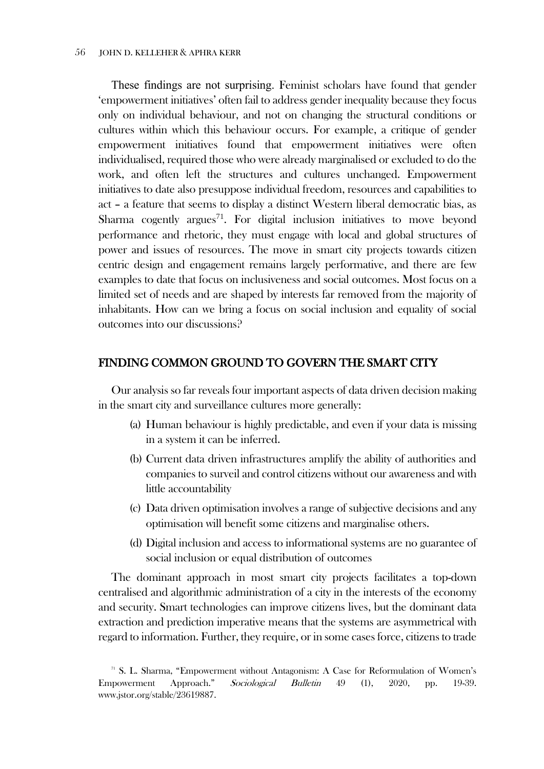These findings are not surprising. Feminist scholars have found that gender 'empowerment initiatives' often fail to address gender inequality because they focus only on individual behaviour, and not on changing the structural conditions or cultures within which this behaviour occurs. For example, a critique of gender empowerment initiatives found that empowerment initiatives were often individualised, required those who were already marginalised or excluded to do the work, and often left the structures and cultures unchanged. Empowerment initiatives to date also presuppose individual freedom, resources and capabilities to act – a feature that seems to display a distinct Western liberal democratic bias, as Sharma cogently argues[71]. For digital inclusion initiatives to move beyond performance and rhetoric, they must engage with local and global structures of power and issues of resources. The move in smart city projects towards citizen centric design and engagement remains largely performative, and there are few examples to date that focus on inclusiveness and social outcomes. Most focus on a limited set of needs and are shaped by interests far removed from the majority of inhabitants. How can we bring a focus on social inclusion and equality of social outcomes into our discussions?

## FINDING COMMON GROUND TO GOVERN THE SMART CITY

Our analysis so far reveals four important aspects of data driven decision making in the smart city and surveillance cultures more generally:

(a) Human behaviour is highly predictable, and even if your data is missing in a system it can be inferred.

(b) Current data driven infrastructures amplify the ability of authorities and companies to surveil and control citizens without our awareness and with little accountability

(c) Data driven optimisation involves a range of subjective decisions and any optimisation will benefit some citizens and marginalise others.

(d) Digital inclusion and access to informational systems are no guarantee of social inclusion or equal distribution of outcomes

The dominant approach in most smart city projects facilitates a top-down centralised and algorithmic administration of a city in the interests of the economy and security. Smart technologies can improve citizens lives, but the dominant data extraction and prediction imperative means that the systems are asymmetrical with regard to information. Further, they require, or in some cases force, citizens to trade

[71] S. L. Sharma, "Empowerment without Antagonism: A Case for Reformulation of Women's Empowerment Approach." *Sociological Bulletin* 49 (1), 2020, pp. 19-39. www.jstor.org/stable/23619887.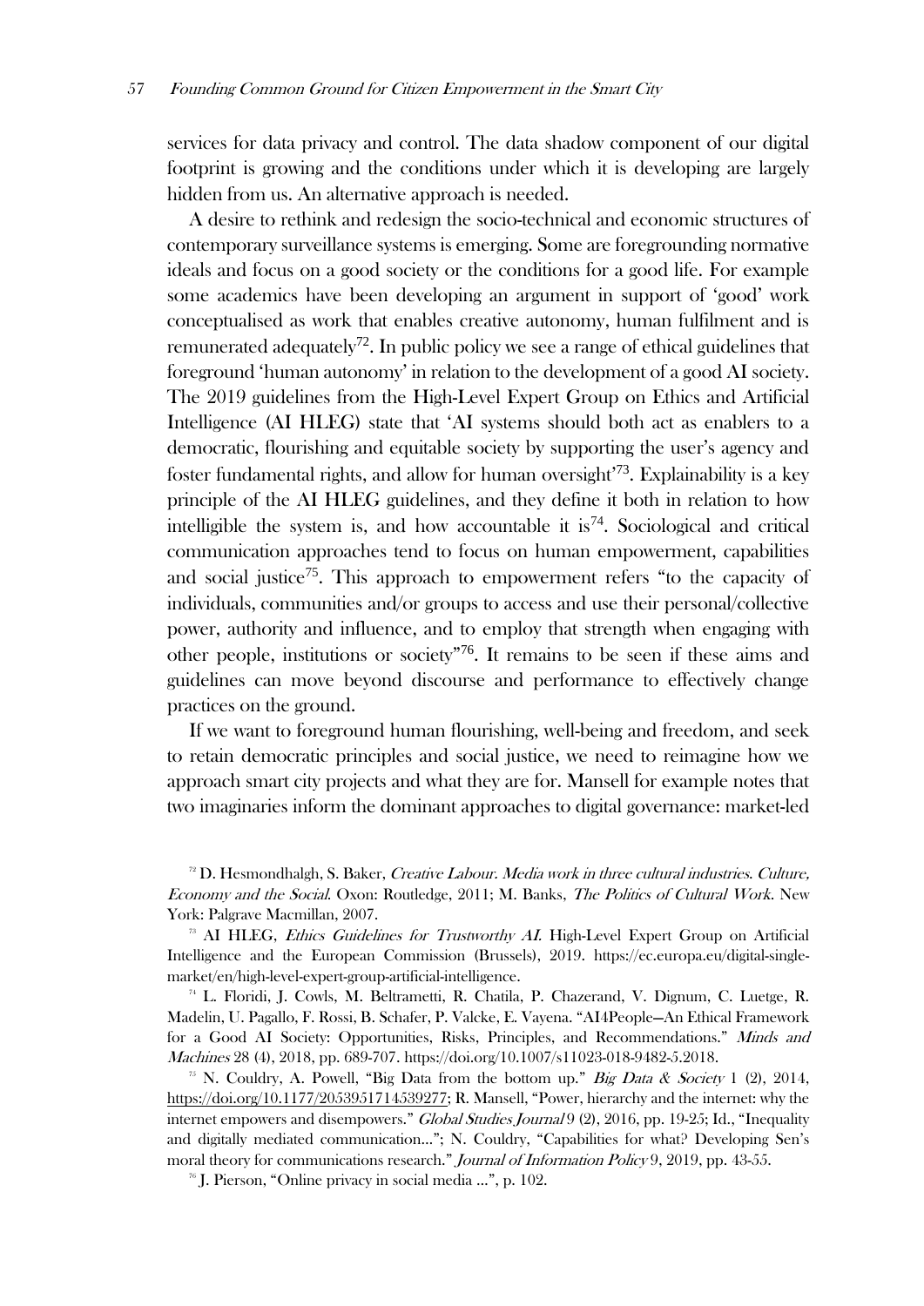services for data privacy and control. The data shadow component of our digital footprint is growing and the conditions under which it is developing are largely hidden from us. An alternative approach is needed.

A desire to rethink and redesign the socio-technical and economic structures of contemporary surveillance systems is emerging. Some are foregrounding normative ideals and focus on a good society or the conditions for a good life. For example some academics have been developing an argument in support of 'good' work conceptualised as work that enables creative autonomy, human fulfilment and is remunerated adequately[72]. In public policy we see a range of ethical guidelines that foreground 'human autonomy' in relation to the development of a good AI society. The 2019 guidelines from the High-Level Expert Group on Ethics and Artificial Intelligence (AI HLEG) state that 'AI systems should both act as enablers to a democratic, flourishing and equitable society by supporting the user's agency and foster fundamental rights, and allow for human oversight'[73]. Explainability is a key principle of the AI HLEG guidelines, and they define it both in relation to how intelligible the system is, and how accountable it is[74]. Sociological and critical communication approaches tend to focus on human empowerment, capabilities and social justice[75]. This approach to empowerment refers "to the capacity of individuals, communities and/or groups to access and use their personal/collective power, authority and influence, and to employ that strength when engaging with other people, institutions or society"[76]. It remains to be seen if these aims and guidelines can move beyond discourse and performance to effectively change practices on the ground.

If we want to foreground human flourishing, well-being and freedom, and seek to retain democratic principles and social justice, we need to reimagine how we approach smart city projects and what they are for. Mansell for example notes that two imaginaries inform the dominant approaches to digital governance: market-led

[72] D. Hesmondhalgh, S. Baker, *Creative Labour. Media work in three cultural industries. Culture, Economy and the Social.* Oxon: Routledge, 2011; M. Banks, *The Politics of Cultural Work.* New York: Palgrave Macmillan, 2007.

[73] AI HLEG, *Ethics Guidelines for Trustworthy AI.* High-Level Expert Group on Artificial Intelligence and the European Commission (Brussels), 2019. https://ec.europa.eu/digital-single-market/en/high-level-expert-group-artificial-intelligence.

[74] L. Floridi, J. Cowls, M. Beltrametti, R. Chatila, P. Chazerand, V. Dignum, C. Luetge, R. Madelin, U. Pagallo, F. Rossi, B. Schafer, P. Valcke, E. Vayena. "AI4People—An Ethical Framework for a Good AI Society: Opportunities, Risks, Principles, and Recommendations." *Minds and Machines* 28 (4), 2018, pp. 689-707. https://doi.org/10.1007/s11023-018-9482-5.2018.

[75] N. Couldry, A. Powell, "Big Data from the bottom up." *Big Data & Society* 1 (2), 2014, https://doi.org/10.1177/2053951714539277; R. Mansell, "Power, hierarchy and the internet: why the internet empowers and disempowers." *Global Studies Journal* 9 (2), 2016, pp. 19-25; Id., "Inequality and digitally mediated communication..."; N. Couldry, "Capabilities for what? Developing Sen's moral theory for communications research." *Journal of Information Policy* 9, 2019, pp. 43-55.

[76] J. Pierson, "Online privacy in social media ...", p. 102.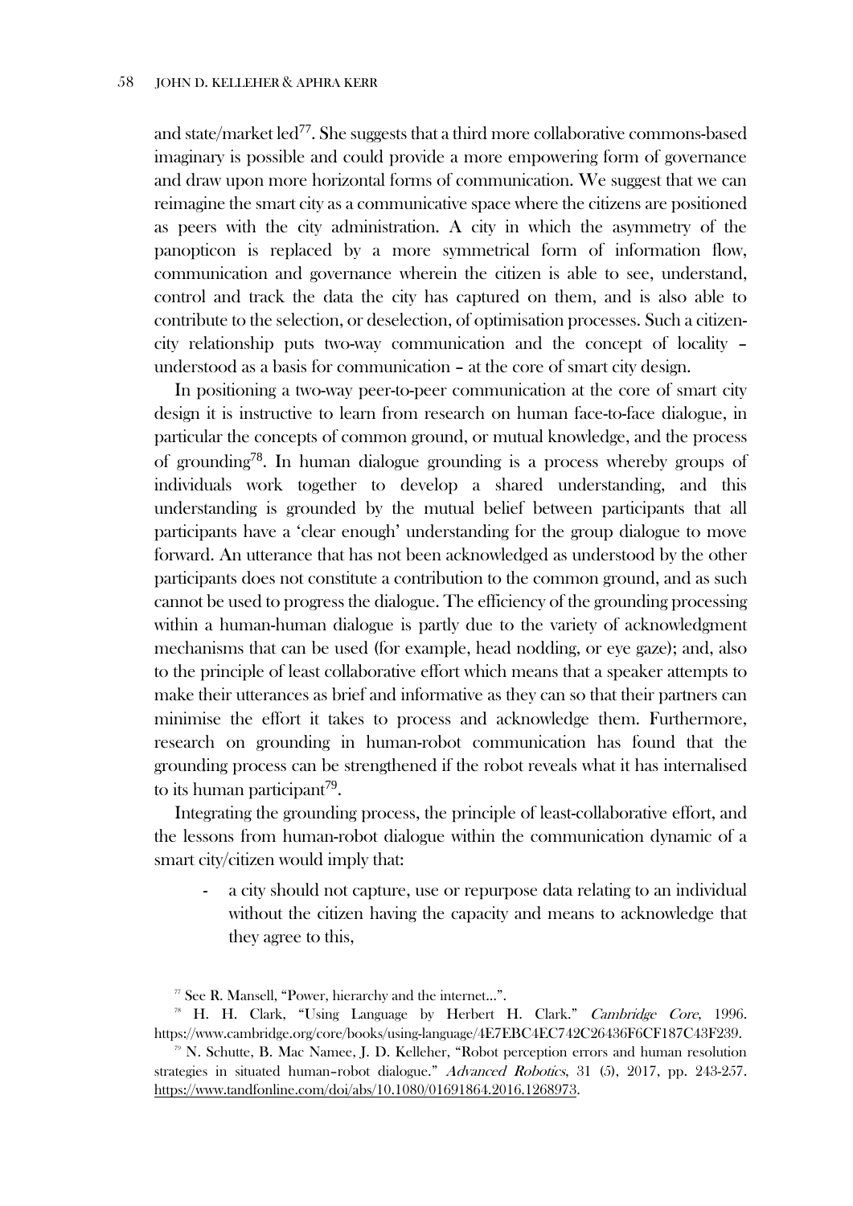and state/market led[77]. She suggests that a third more collaborative commons-based imaginary is possible and could provide a more empowering form of governance and draw upon more horizontal forms of communication. We suggest that we can reimagine the smart city as a communicative space where the citizens are positioned as peers with the city administration. A city in which the asymmetry of the panopticon is replaced by a more symmetrical form of information flow, communication and governance wherein the citizen is able to see, understand, control and track the data the city has captured on them, and is also able to contribute to the selection, or deselection, of optimisation processes. Such a citizen-city relationship puts two-way communication and the concept of locality – understood as a basis for communication – at the core of smart city design.

In positioning a two-way peer-to-peer communication at the core of smart city design it is instructive to learn from research on human face-to-face dialogue, in particular the concepts of common ground, or mutual knowledge, and the process of grounding[78]. In human dialogue grounding is a process whereby groups of individuals work together to develop a shared understanding, and this understanding is grounded by the mutual belief between participants that all participants have a 'clear enough' understanding for the group dialogue to move forward. An utterance that has not been acknowledged as understood by the other participants does not constitute a contribution to the common ground, and as such cannot be used to progress the dialogue. The efficiency of the grounding processing within a human-human dialogue is partly due to the variety of acknowledgment mechanisms that can be used (for example, head nodding, or eye gaze); and, also to the principle of least collaborative effort which means that a speaker attempts to make their utterances as brief and informative as they can so that their partners can minimise the effort it takes to process and acknowledge them. Furthermore, research on grounding in human-robot communication has found that the grounding process can be strengthened if the robot reveals what it has internalised to its human participant[79].

Integrating the grounding process, the principle of least-collaborative effort, and the lessons from human-robot dialogue within the communication dynamic of a smart city/citizen would imply that:

- a city should not capture, use or repurpose data relating to an individual without the citizen having the capacity and means to acknowledge that they agree to this,

[77] See R. Mansell, "Power, hierarchy and the internet…".

[78] H. H. Clark, "Using Language by Herbert H. Clark." *Cambridge Core*, 1996. https://www.cambridge.org/core/books/using-language/4E7EBC4EC742C26436F6CF187C43F239.

[79] N. Schutte, B. Mac Namee, J. D. Kelleher, "Robot perception errors and human resolution strategies in situated human–robot dialogue." *Advanced Robotics*, 31 (5), 2017, pp. 243-257. https://www.tandfonline.com/doi/abs/10.1080/01691864.2016.1268973.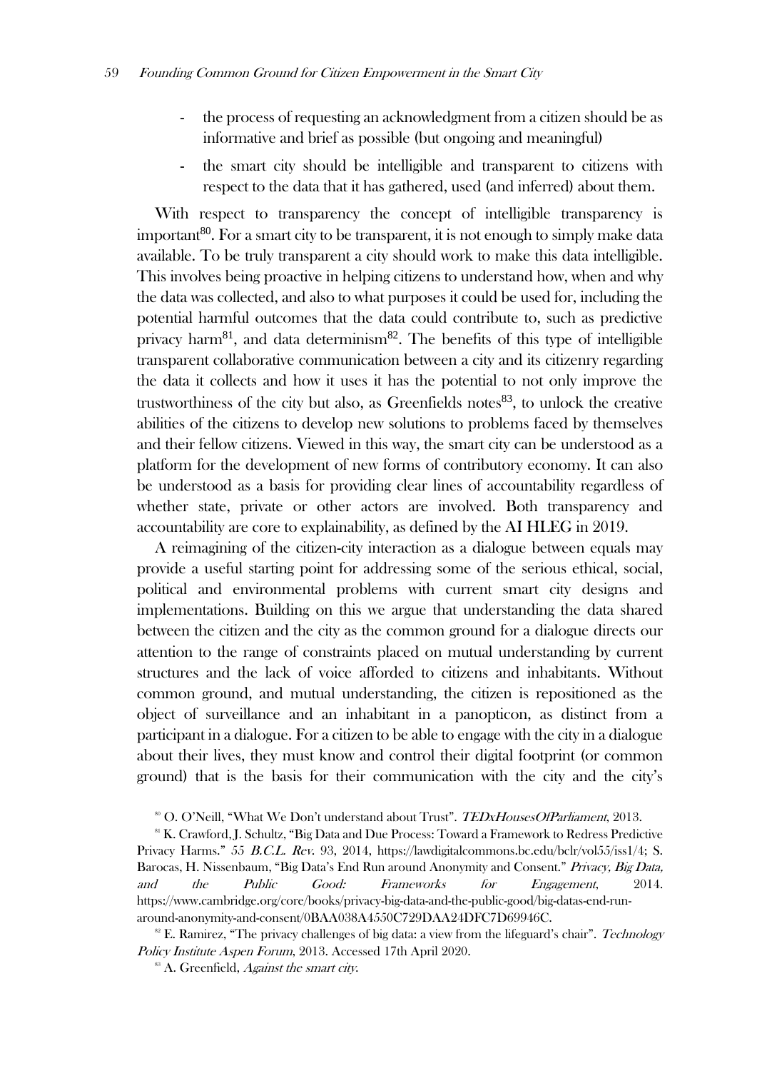- the process of requesting an acknowledgment from a citizen should be as informative and brief as possible (but ongoing and meaningful)
- the smart city should be intelligible and transparent to citizens with respect to the data that it has gathered, used (and inferred) about them.

With respect to transparency the concept of intelligible transparency is important[80]. For a smart city to be transparent, it is not enough to simply make data available. To be truly transparent a city should work to make this data intelligible. This involves being proactive in helping citizens to understand how, when and why the data was collected, and also to what purposes it could be used for, including the potential harmful outcomes that the data could contribute to, such as predictive privacy harm[81], and data determinism[82]. The benefits of this type of intelligible transparent collaborative communication between a city and its citizenry regarding the data it collects and how it uses it has the potential to not only improve the trustworthiness of the city but also, as Greenfields notes[83], to unlock the creative abilities of the citizens to develop new solutions to problems faced by themselves and their fellow citizens. Viewed in this way, the smart city can be understood as a platform for the development of new forms of contributory economy. It can also be understood as a basis for providing clear lines of accountability regardless of whether state, private or other actors are involved. Both transparency and accountability are core to explainability, as defined by the AI HLEG in 2019.

A reimagining of the citizen-city interaction as a dialogue between equals may provide a useful starting point for addressing some of the serious ethical, social, political and environmental problems with current smart city designs and implementations. Building on this we argue that understanding the data shared between the citizen and the city as the common ground for a dialogue directs our attention to the range of constraints placed on mutual understanding by current structures and the lack of voice afforded to citizens and inhabitants. Without common ground, and mutual understanding, the citizen is repositioned as the object of surveillance and an inhabitant in a panopticon, as distinct from a participant in a dialogue. For a citizen to be able to engage with the city in a dialogue about their lives, they must know and control their digital footprint (or common ground) that is the basis for their communication with the city and the city's

[80] O. O'Neill, "What We Don't understand about Trust". *TEDxHousesOfParliament*, 2013.

[81] K. Crawford, J. Schultz, "Big Data and Due Process: Toward a Framework to Redress Predictive Privacy Harms." *55 B.C.L. Rev.* 93, 2014, https://lawdigitalcommons.bc.edu/bclr/vol55/iss1/4; S. Barocas, H. Nissenbaum, "Big Data's End Run around Anonymity and Consent." *Privacy, Big Data, and the Public Good: Frameworks for Engagement*, 2014. https://www.cambridge.org/core/books/privacy-big-data-and-the-public-good/big-datas-end-run-around-anonymity-and-consent/0BAA038A4550C729DAA24DFC7D69946C.

[82] E. Ramirez, "The privacy challenges of big data: a view from the lifeguard's chair". *Technology Policy Institute Aspen Forum*, 2013. Accessed 17th April 2020.

[83] A. Greenfield, *Against the smart city*.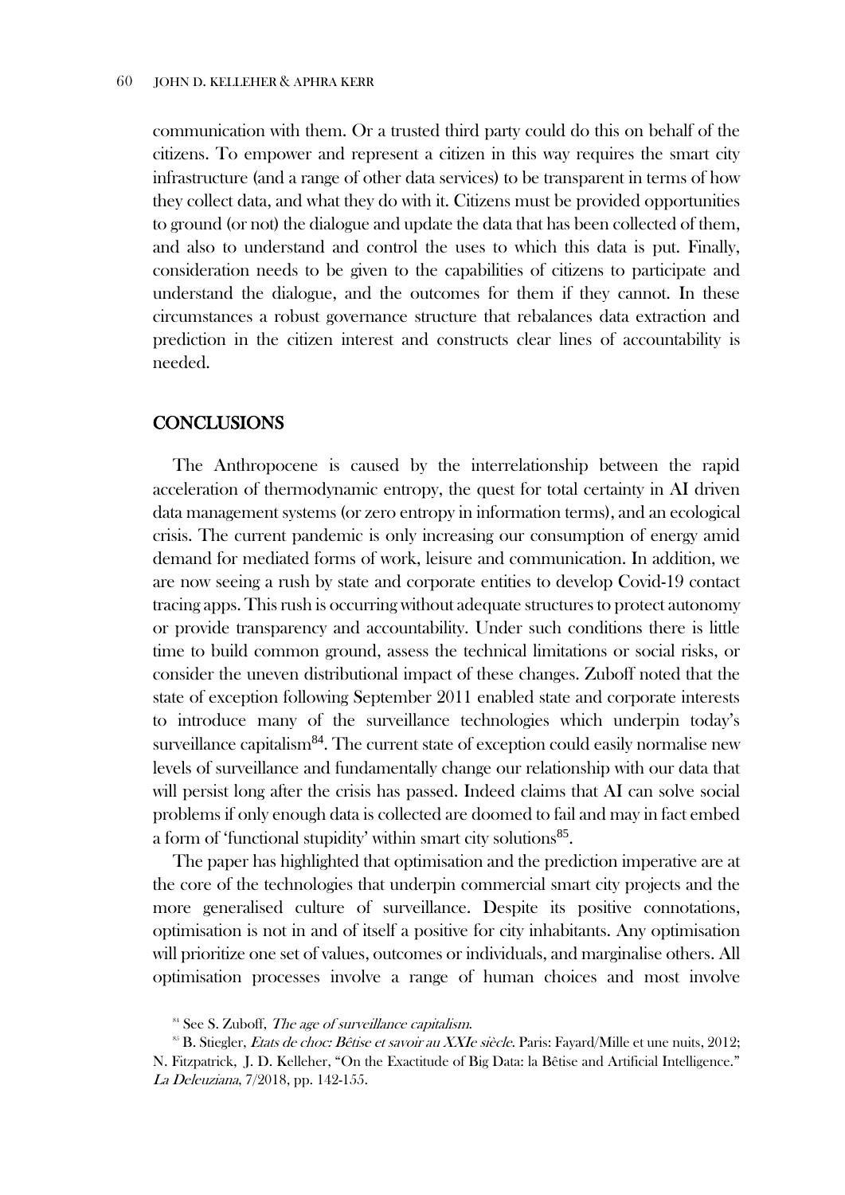communication with them. Or a trusted third party could do this on behalf of the citizens. To empower and represent a citizen in this way requires the smart city infrastructure (and a range of other data services) to be transparent in terms of how they collect data, and what they do with it. Citizens must be provided opportunities to ground (or not) the dialogue and update the data that has been collected of them, and also to understand and control the uses to which this data is put. Finally, consideration needs to be given to the capabilities of citizens to participate and understand the dialogue, and the outcomes for them if they cannot. In these circumstances a robust governance structure that rebalances data extraction and prediction in the citizen interest and constructs clear lines of accountability is needed.

## CONCLUSIONS

The Anthropocene is caused by the interrelationship between the rapid acceleration of thermodynamic entropy, the quest for total certainty in AI driven data management systems (or zero entropy in information terms), and an ecological crisis. The current pandemic is only increasing our consumption of energy amid demand for mediated forms of work, leisure and communication. In addition, we are now seeing a rush by state and corporate entities to develop Covid-19 contact tracing apps. This rush is occurring without adequate structures to protect autonomy or provide transparency and accountability. Under such conditions there is little time to build common ground, assess the technical limitations or social risks, or consider the uneven distributional impact of these changes. Zuboff noted that the state of exception following September 2011 enabled state and corporate interests to introduce many of the surveillance technologies which underpin today's surveillance capitalism[84]. The current state of exception could easily normalise new levels of surveillance and fundamentally change our relationship with our data that will persist long after the crisis has passed. Indeed claims that AI can solve social problems if only enough data is collected are doomed to fail and may in fact embed a form of 'functional stupidity' within smart city solutions[85].

The paper has highlighted that optimisation and the prediction imperative are at the core of the technologies that underpin commercial smart city projects and the more generalised culture of surveillance. Despite its positive connotations, optimisation is not in and of itself a positive for city inhabitants. Any optimisation will prioritize one set of values, outcomes or individuals, and marginalise others. All optimisation processes involve a range of human choices and most involve

[84] See S. Zuboff, *The age of surveillance capitalism*.

[85] B. Stiegler, *Etats de choc: Bêtise et savoir au XXIe siècle*. Paris: Fayard/Mille et une nuits, 2012; N. Fitzpatrick, J. D. Kelleher, "On the Exactitude of Big Data: la Bêtise and Artificial Intelligence." *La Deleuziana*, 7/2018, pp. 142-155.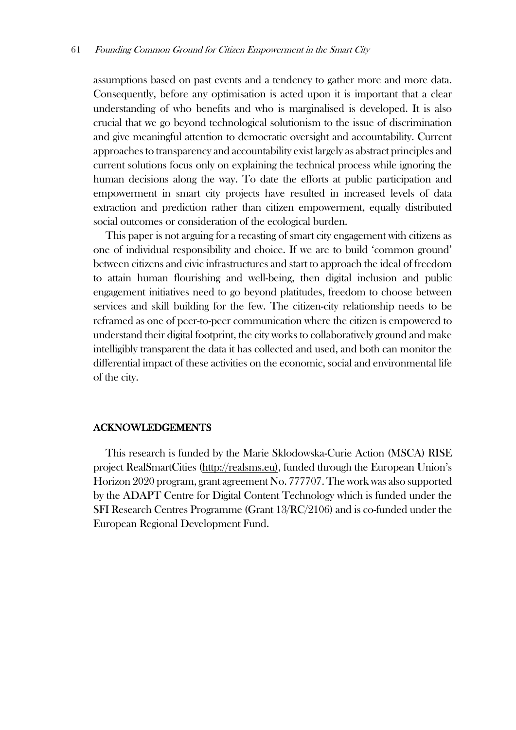assumptions based on past events and a tendency to gather more and more data. Consequently, before any optimisation is acted upon it is important that a clear understanding of who benefits and who is marginalised is developed. It is also crucial that we go beyond technological solutionism to the issue of discrimination and give meaningful attention to democratic oversight and accountability. Current approaches to transparency and accountability exist largely as abstract principles and current solutions focus only on explaining the technical process while ignoring the human decisions along the way. To date the efforts at public participation and empowerment in smart city projects have resulted in increased levels of data extraction and prediction rather than citizen empowerment, equally distributed social outcomes or consideration of the ecological burden.

This paper is not arguing for a recasting of smart city engagement with citizens as one of individual responsibility and choice. If we are to build 'common ground' between citizens and civic infrastructures and start to approach the ideal of freedom to attain human flourishing and well-being, then digital inclusion and public engagement initiatives need to go beyond platitudes, freedom to choose between services and skill building for the few. The citizen-city relationship needs to be reframed as one of peer-to-peer communication where the citizen is empowered to understand their digital footprint, the city works to collaboratively ground and make intelligibly transparent the data it has collected and used, and both can monitor the differential impact of these activities on the economic, social and environmental life of the city.

## ACKNOWLEDGEMENTS

This research is funded by the Marie Sklodowska-Curie Action (MSCA) RISE project RealSmartCities (http://realsms.eu), funded through the European Union's Horizon 2020 program, grant agreement No. 777707. The work was also supported by the ADAPT Centre for Digital Content Technology which is funded under the SFI Research Centres Programme (Grant 13/RC/2106) and is co-funded under the European Regional Development Fund.